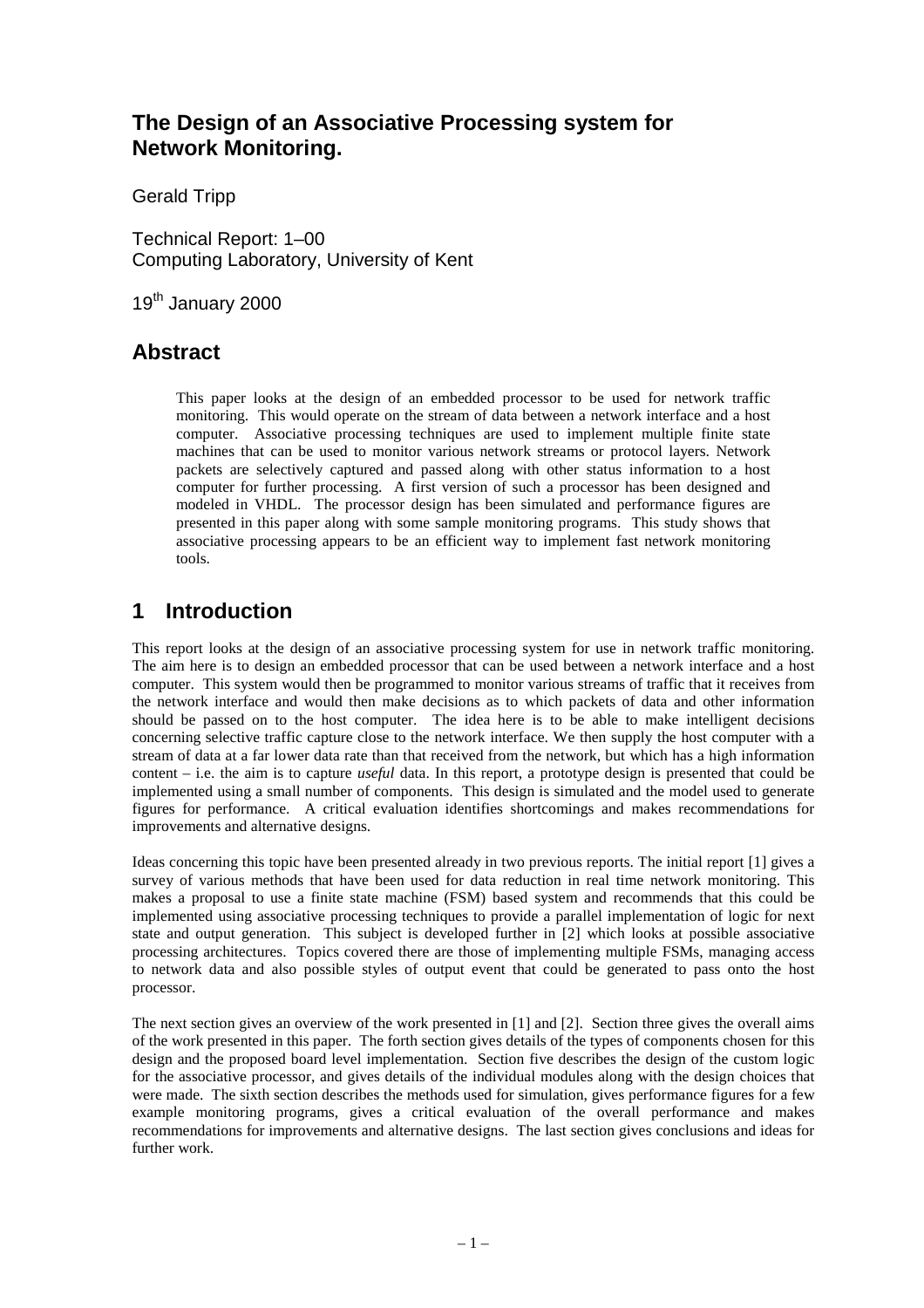# The Design of an Associative Processing system for Network Monitoring.

Gerald Tripp

Technical Report: 1–00
Computing Laboratory, University of Kent

19th January 2000

## Abstract

This paper looks at the design of an embedded processor to be used for network traffic monitoring. This would operate on the stream of data between a network interface and a host computer. Associative processing techniques are used to implement multiple finite state machines that can be used to monitor various network streams or protocol layers. Network packets are selectively captured and passed along with other status information to a host computer for further processing. A first version of such a processor has been designed and modeled in VHDL. The processor design has been simulated and performance figures are presented in this paper along with some sample monitoring programs. This study shows that associative processing appears to be an efficient way to implement fast network monitoring tools.

## 1 Introduction

This report looks at the design of an associative processing system for use in network traffic monitoring. The aim here is to design an embedded processor that can be used between a network interface and a host computer. This system would then be programmed to monitor various streams of traffic that it receives from the network interface and would then make decisions as to which packets of data and other information should be passed on to the host computer. The idea here is to be able to make intelligent decisions concerning selective traffic capture close to the network interface. We then supply the host computer with a stream of data at a far lower data rate than that received from the network, but which has a high information content – i.e. the aim is to capture *useful* data. In this report, a prototype design is presented that could be implemented using a small number of components. This design is simulated and the model used to generate figures for performance. A critical evaluation identifies shortcomings and makes recommendations for improvements and alternative designs.

Ideas concerning this topic have been presented already in two previous reports. The initial report [1] gives a survey of various methods that have been used for data reduction in real time network monitoring. This makes a proposal to use a finite state machine (FSM) based system and recommends that this could be implemented using associative processing techniques to provide a parallel implementation of logic for next state and output generation. This subject is developed further in [2] which looks at possible associative processing architectures. Topics covered there are those of implementing multiple FSMs, managing access to network data and also possible styles of output event that could be generated to pass onto the host processor.

The next section gives an overview of the work presented in [1] and [2]. Section three gives the overall aims of the work presented in this paper. The forth section gives details of the types of components chosen for this design and the proposed board level implementation. Section five describes the design of the custom logic for the associative processor, and gives details of the individual modules along with the design choices that were made. The sixth section describes the methods used for simulation, gives performance figures for a few example monitoring programs, gives a critical evaluation of the overall performance and makes recommendations for improvements and alternative designs. The last section gives conclusions and ideas for further work.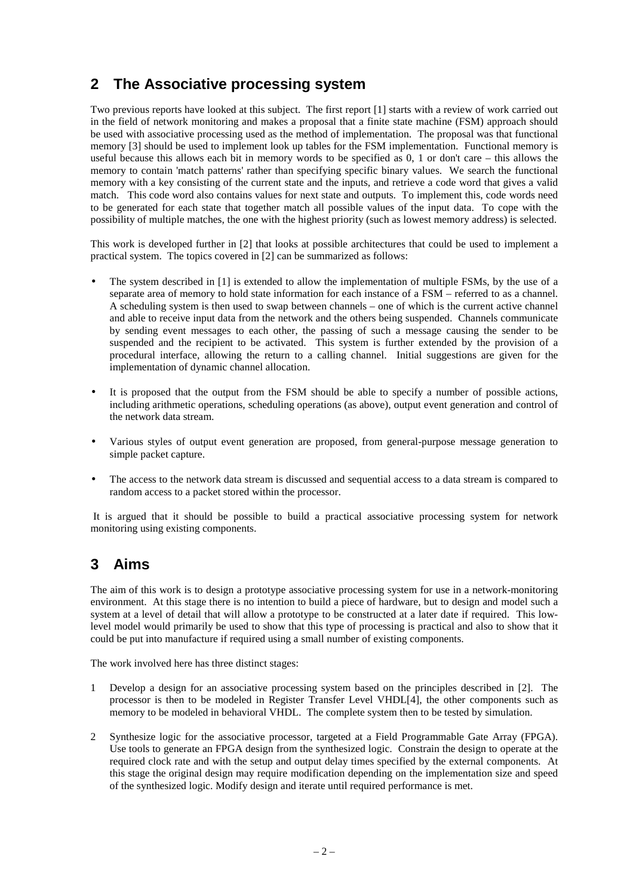## 2 The Associative processing system

Two previous reports have looked at this subject. The first report [1] starts with a review of work carried out in the field of network monitoring and makes a proposal that a finite state machine (FSM) approach should be used with associative processing used as the method of implementation. The proposal was that functional memory [3] should be used to implement look up tables for the FSM implementation. Functional memory is useful because this allows each bit in memory words to be specified as 0, 1 or don't care – this allows the memory to contain 'match patterns' rather than specifying specific binary values. We search the functional memory with a key consisting of the current state and the inputs, and retrieve a code word that gives a valid match. This code word also contains values for next state and outputs. To implement this, code words need to be generated for each state that together match all possible values of the input data. To cope with the possibility of multiple matches, the one with the highest priority (such as lowest memory address) is selected.

This work is developed further in [2] that looks at possible architectures that could be used to implement a practical system. The topics covered in [2] can be summarized as follows:

- The system described in [1] is extended to allow the implementation of multiple FSMs, by the use of a separate area of memory to hold state information for each instance of a FSM – referred to as a channel. A scheduling system is then used to swap between channels – one of which is the current active channel and able to receive input data from the network and the others being suspended. Channels communicate by sending event messages to each other, the passing of such a message causing the sender to be suspended and the recipient to be activated. This system is further extended by the provision of a procedural interface, allowing the return to a calling channel. Initial suggestions are given for the implementation of dynamic channel allocation.
- It is proposed that the output from the FSM should be able to specify a number of possible actions, including arithmetic operations, scheduling operations (as above), output event generation and control of the network data stream.
- Various styles of output event generation are proposed, from general-purpose message generation to simple packet capture.
- The access to the network data stream is discussed and sequential access to a data stream is compared to random access to a packet stored within the processor.

It is argued that it should be possible to build a practical associative processing system for network monitoring using existing components.

## 3 Aims

The aim of this work is to design a prototype associative processing system for use in a network-monitoring environment. At this stage there is no intention to build a piece of hardware, but to design and model such a system at a level of detail that will allow a prototype to be constructed at a later date if required. This low-level model would primarily be used to show that this type of processing is practical and also to show that it could be put into manufacture if required using a small number of existing components.

The work involved here has three distinct stages:

1. Develop a design for an associative processing system based on the principles described in [2]. The processor is then to be modeled in Register Transfer Level VHDL[4], the other components such as memory to be modeled in behavioral VHDL. The complete system then to be tested by simulation.
2. Synthesize logic for the associative processor, targeted at a Field Programmable Gate Array (FPGA). Use tools to generate an FPGA design from the synthesized logic. Constrain the design to operate at the required clock rate and with the setup and output delay times specified by the external components. At this stage the original design may require modification depending on the implementation size and speed of the synthesized logic. Modify design and iterate until required performance is met.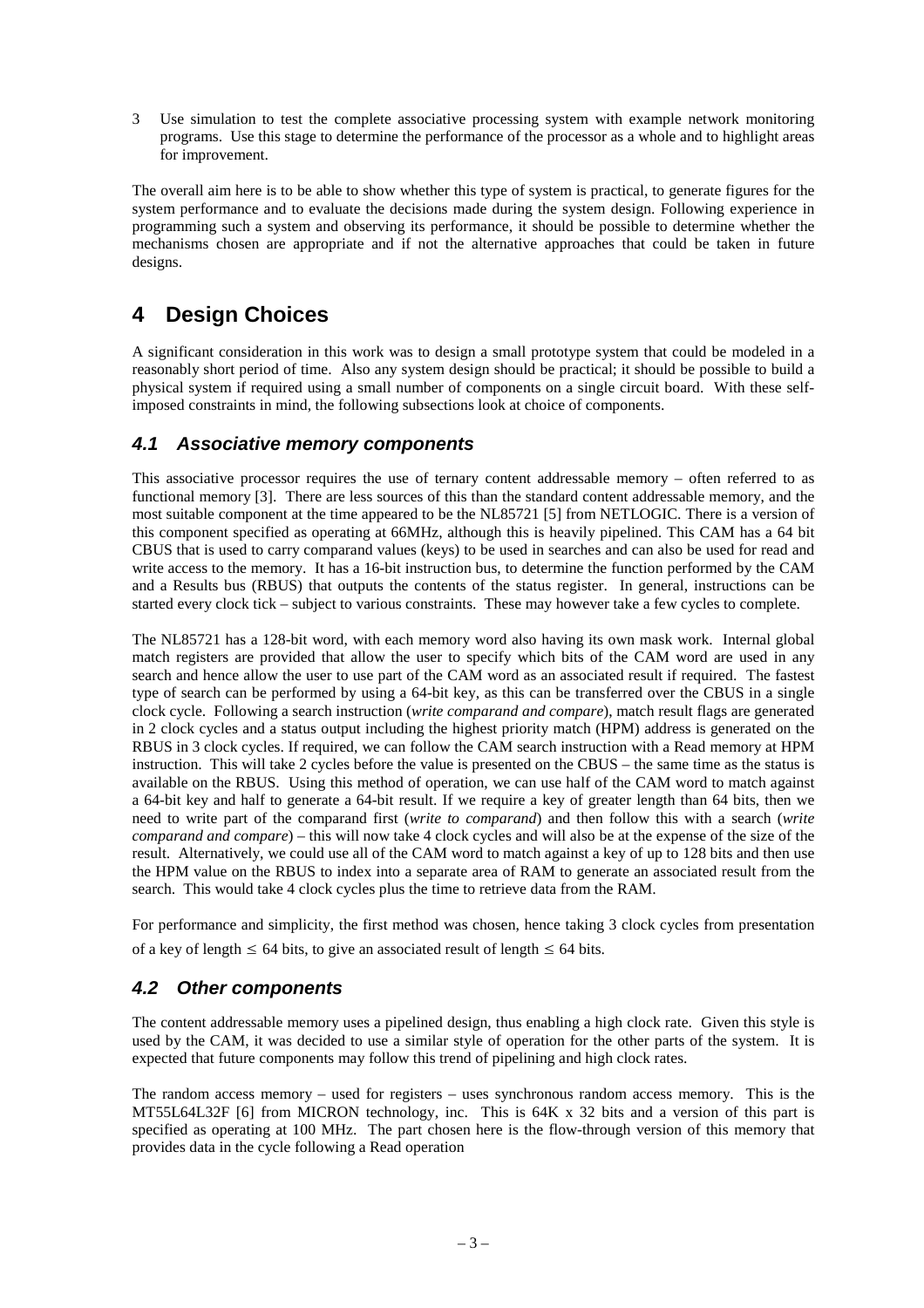3 Use simulation to test the complete associative processing system with example network monitoring programs. Use this stage to determine the performance of the processor as a whole and to highlight areas for improvement.

The overall aim here is to be able to show whether this type of system is practical, to generate figures for the system performance and to evaluate the decisions made during the system design. Following experience in programming such a system and observing its performance, it should be possible to determine whether the mechanisms chosen are appropriate and if not the alternative approaches that could be taken in future designs.

# 4 Design Choices

A significant consideration in this work was to design a small prototype system that could be modeled in a reasonably short period of time. Also any system design should be practical; it should be possible to build a physical system if required using a small number of components on a single circuit board. With these self-imposed constraints in mind, the following subsections look at choice of components.

## 4.1 Associative memory components

This associative processor requires the use of ternary content addressable memory – often referred to as functional memory [3]. There are less sources of this than the standard content addressable memory, and the most suitable component at the time appeared to be the NL85721 [5] from NETLOGIC. There is a version of this component specified as operating at 66MHz, although this is heavily pipelined. This CAM has a 64 bit CBUS that is used to carry comparand values (keys) to be used in searches and can also be used for read and write access to the memory. It has a 16-bit instruction bus, to determine the function performed by the CAM and a Results bus (RBUS) that outputs the contents of the status register. In general, instructions can be started every clock tick – subject to various constraints. These may however take a few cycles to complete.

The NL85721 has a 128-bit word, with each memory word also having its own mask work. Internal global match registers are provided that allow the user to specify which bits of the CAM word are used in any search and hence allow the user to use part of the CAM word as an associated result if required. The fastest type of search can be performed by using a 64-bit key, as this can be transferred over the CBUS in a single clock cycle. Following a search instruction (*write comparand and compare*), match result flags are generated in 2 clock cycles and a status output including the highest priority match (HPM) address is generated on the RBUS in 3 clock cycles. If required, we can follow the CAM search instruction with a Read memory at HPM instruction. This will take 2 cycles before the value is presented on the CBUS – the same time as the status is available on the RBUS. Using this method of operation, we can use half of the CAM word to match against a 64-bit key and half to generate a 64-bit result. If we require a key of greater length than 64 bits, then we need to write part of the comparand first (*write to comparand*) and then follow this with a search (*write comparand and compare*) – this will now take 4 clock cycles and will also be at the expense of the size of the result. Alternatively, we could use all of the CAM word to match against a key of up to 128 bits and then use the HPM value on the RBUS to index into a separate area of RAM to generate an associated result from the search. This would take 4 clock cycles plus the time to retrieve data from the RAM.

For performance and simplicity, the first method was chosen, hence taking 3 clock cycles from presentation of a key of length $\leq$ 64 bits, to give an associated result of length $\leq$ 64 bits.

## 4.2 Other components

The content addressable memory uses a pipelined design, thus enabling a high clock rate. Given this style is used by the CAM, it was decided to use a similar style of operation for the other parts of the system. It is expected that future components may follow this trend of pipelining and high clock rates.

The random access memory – used for registers – uses synchronous random access memory. This is the MT55L64L32F [6] from MICRON technology, inc. This is 64K x 32 bits and a version of this part is specified as operating at 100 MHz. The part chosen here is the flow-through version of this memory that provides data in the cycle following a Read operation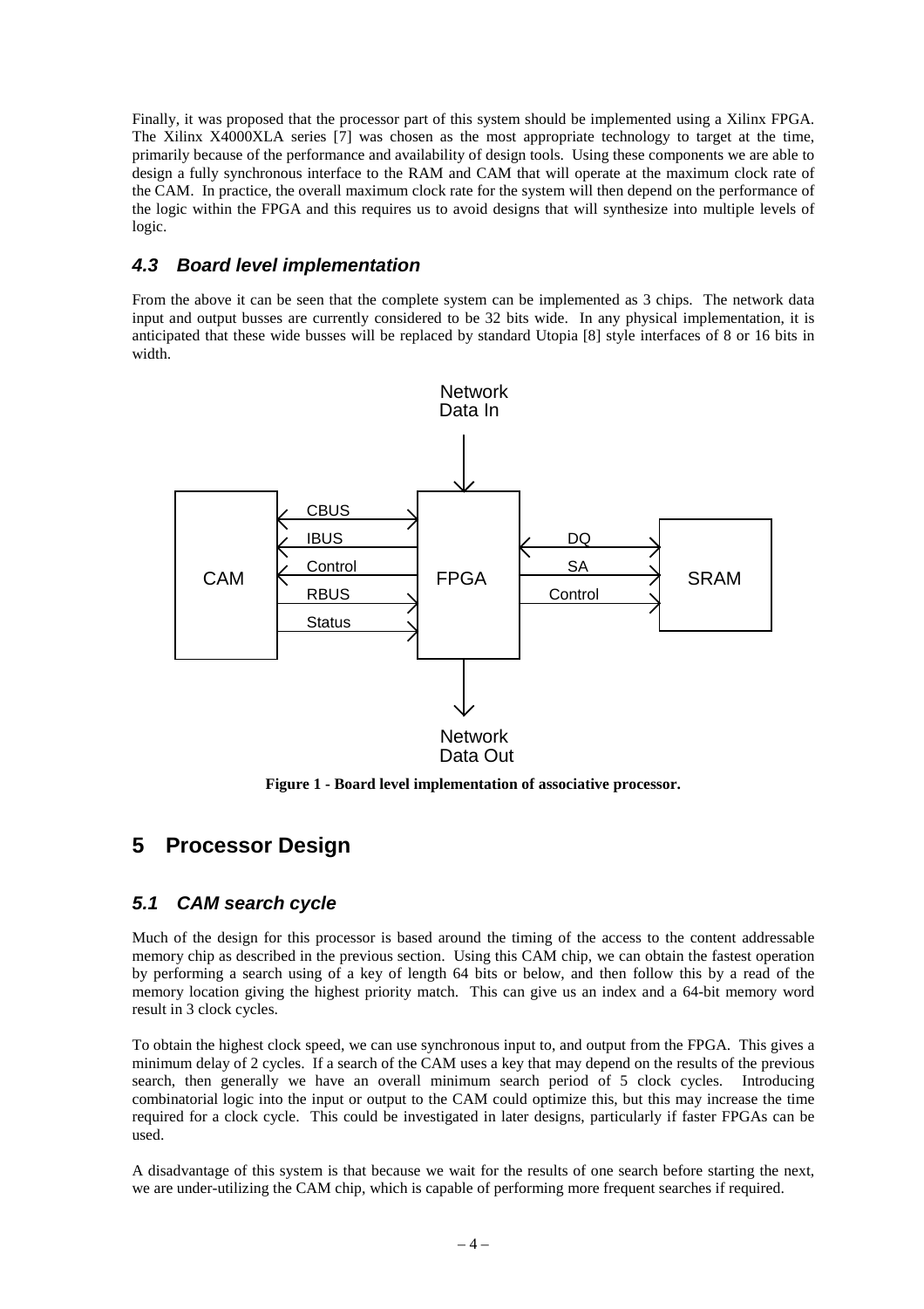Finally, it was proposed that the processor part of this system should be implemented using a Xilinx FPGA. The Xilinx X4000XLA series [7] was chosen as the most appropriate technology to target at the time, primarily because of the performance and availability of design tools. Using these components we are able to design a fully synchronous interface to the RAM and CAM that will operate at the maximum clock rate of the CAM. In practice, the overall maximum clock rate for the system will then depend on the performance of the logic within the FPGA and this requires us to avoid designs that will synthesize into multiple levels of logic.

### *4.3 Board level implementation*

From the above it can be seen that the complete system can be implemented as 3 chips. The network data input and output busses are currently considered to be 32 bits wide. In any physical implementation, it is anticipated that these wide busses will be replaced by standard Utopia [8] style interfaces of 8 or 16 bits in width.

**Figure 1 - Board level implementation of associative processor.**

## 5 Processor Design

### *5.1 CAM search cycle*

Much of the design for this processor is based around the timing of the access to the content addressable memory chip as described in the previous section. Using this CAM chip, we can obtain the fastest operation by performing a search using of a key of length 64 bits or below, and then follow this by a read of the memory location giving the highest priority match. This can give us an index and a 64-bit memory word result in 3 clock cycles.

To obtain the highest clock speed, we can use synchronous input to, and output from the FPGA. This gives a minimum delay of 2 cycles. If a search of the CAM uses a key that may depend on the results of the previous search, then generally we have an overall minimum search period of 5 clock cycles. Introducing combinatorial logic into the input or output to the CAM could optimize this, but this may increase the time required for a clock cycle. This could be investigated in later designs, particularly if faster FPGAs can be used.

A disadvantage of this system is that because we wait for the results of one search before starting the next, we are under-utilizing the CAM chip, which is capable of performing more frequent searches if required.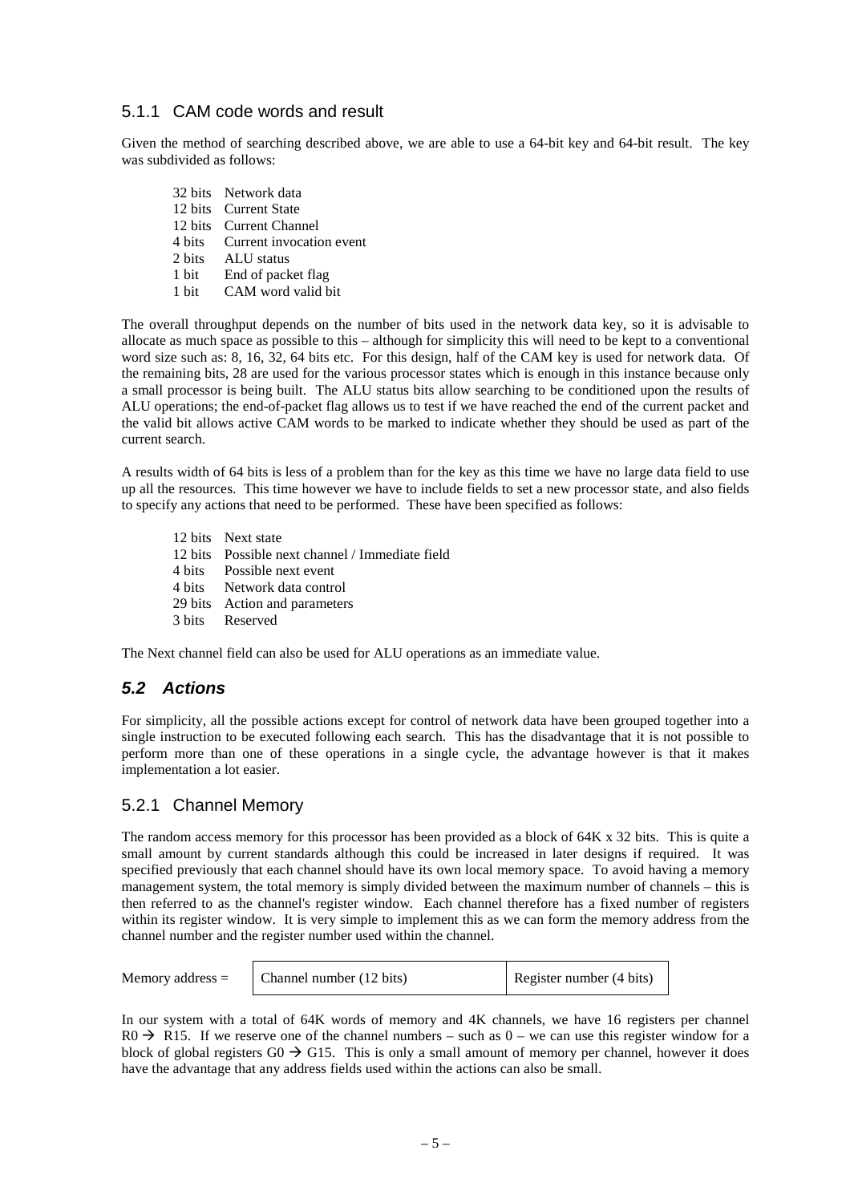### 5.1.1 CAM code words and result

Given the method of searching described above, we are able to use a 64-bit key and 64-bit result. The key was subdivided as follows:

| | |
|---|---|
| 32 bits | Network data |
| 12 bits | Current State |
| 12 bits | Current Channel |
| 4 bits | Current invocation event |
| 2 bits | ALU status |
| 1 bit | End of packet flag |
| 1 bit | CAM word valid bit |

The overall throughput depends on the number of bits used in the network data key, so it is advisable to allocate as much space as possible to this – although for simplicity this will need to be kept to a conventional word size such as: 8, 16, 32, 64 bits etc. For this design, half of the CAM key is used for network data. Of the remaining bits, 28 are used for the various processor states which is enough in this instance because only a small processor is being built. The ALU status bits allow searching to be conditioned upon the results of ALU operations; the end-of-packet flag allows us to test if we have reached the end of the current packet and the valid bit allows active CAM words to be marked to indicate whether they should be used as part of the current search.

A results width of 64 bits is less of a problem than for the key as this time we have no large data field to use up all the resources. This time however we have to include fields to set a new processor state, and also fields to specify any actions that need to be performed. These have been specified as follows:

| | |
|---|---|
| 12 bits | Next state |
| 12 bits | Possible next channel / Immediate field |
| 4 bits | Possible next event |
| 4 bits | Network data control |
| 29 bits | Action and parameters |
| 3 bits | Reserved |

The Next channel field can also be used for ALU operations as an immediate value.

## *5.2 Actions*

For simplicity, all the possible actions except for control of network data have been grouped together into a single instruction to be executed following each search. This has the disadvantage that it is not possible to perform more than one of these operations in a single cycle, the advantage however is that it makes implementation a lot easier.

### 5.2.1 Channel Memory

The random access memory for this processor has been provided as a block of 64K x 32 bits. This is quite a small amount by current standards although this could be increased in later designs if required. It was specified previously that each channel should have its own local memory space. To avoid having a memory management system, the total memory is simply divided between the maximum number of channels – this is then referred to as the channel's register window. Each channel therefore has a fixed number of registers within its register window. It is very simple to implement this as we can form the memory address from the channel number and the register number used within the channel.

| Memory address = | Channel number (12 bits) | Register number (4 bits) |
|---|---|---|

In our system with a total of 64K words of memory and 4K channels, we have 16 registers per channel R0 → R15. If we reserve one of the channel numbers – such as 0 – we can use this register window for a block of global registers G0 → G15. This is only a small amount of memory per channel, however it does have the advantage that any address fields used within the actions can also be small.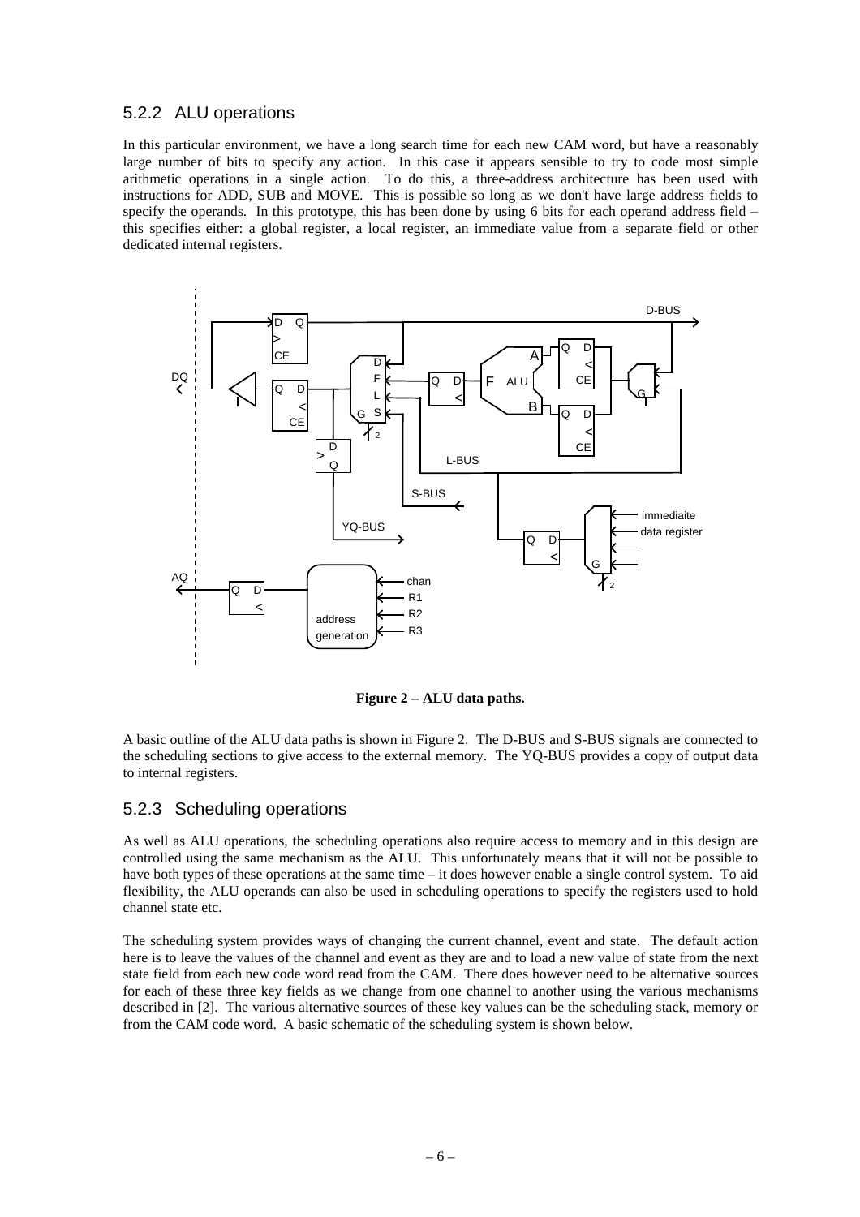### 5.2.2 ALU operations

In this particular environment, we have a long search time for each new CAM word, but have a reasonably large number of bits to specify any action. In this case it appears sensible to try to code most simple arithmetic operations in a single action. To do this, a three-address architecture has been used with instructions for ADD, SUB and MOVE. This is possible so long as we don't have large address fields to specify the operands. In this prototype, this has been done by using 6 bits for each operand address field – this specifies either: a global register, a local register, an immediate value from a separate field or other dedicated internal registers.

**Figure 2 – ALU data paths.**

A basic outline of the ALU data paths is shown in Figure 2. The D-BUS and S-BUS signals are connected to the scheduling sections to give access to the external memory. The YQ-BUS provides a copy of output data to internal registers.

### 5.2.3 Scheduling operations

As well as ALU operations, the scheduling operations also require access to memory and in this design are controlled using the same mechanism as the ALU. This unfortunately means that it will not be possible to have both types of these operations at the same time – it does however enable a single control system. To aid flexibility, the ALU operands can also be used in scheduling operations to specify the registers used to hold channel state etc.

The scheduling system provides ways of changing the current channel, event and state. The default action here is to leave the values of the channel and event as they are and to load a new value of state from the next state field from each new code word read from the CAM. There does however need to be alternative sources for each of these three key fields as we change from one channel to another using the various mechanisms described in [2]. The various alternative sources of these key values can be the scheduling stack, memory or from the CAM code word. A basic schematic of the scheduling system is shown below.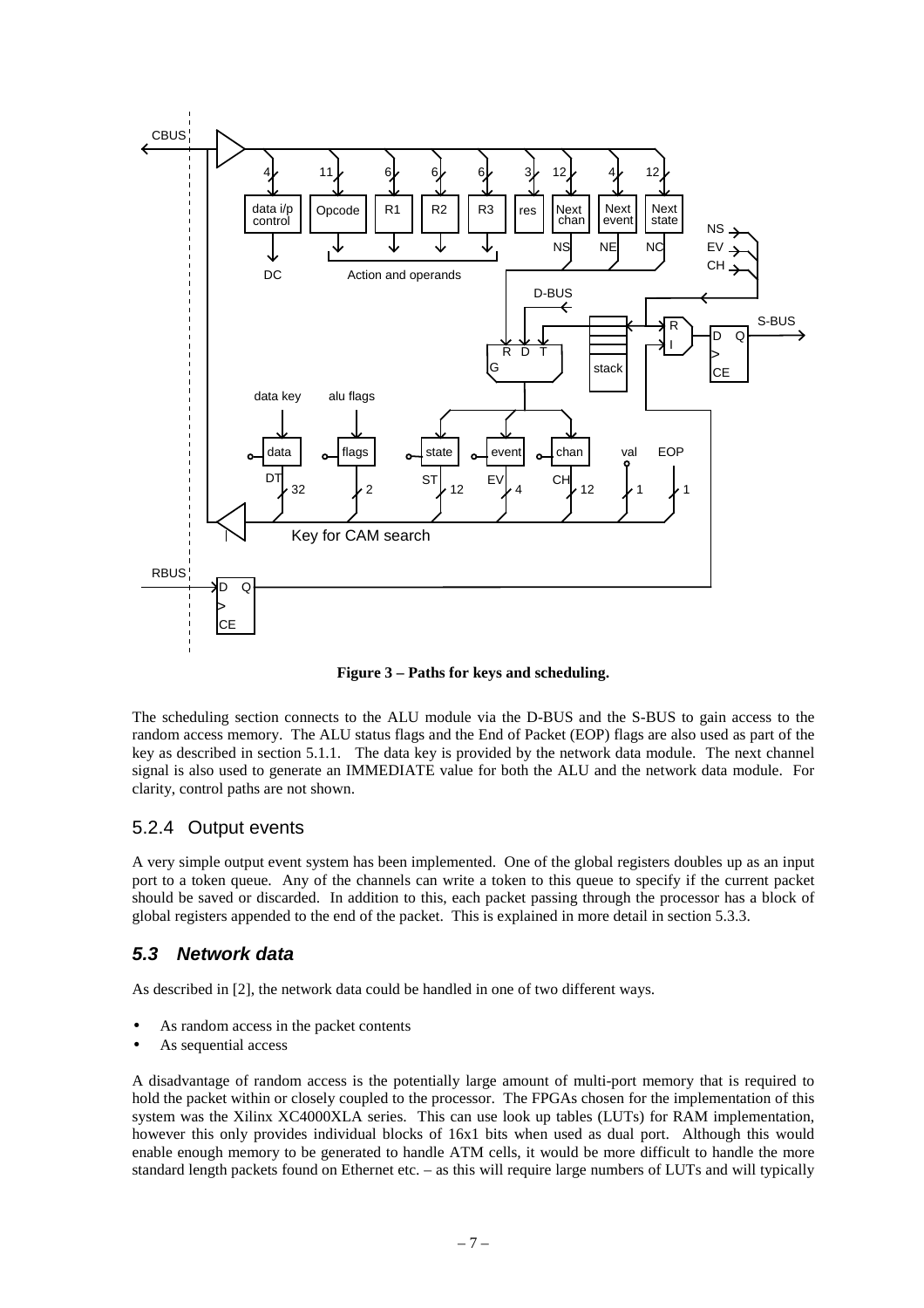**Figure 3 – Paths for keys and scheduling.**

The scheduling section connects to the ALU module via the D-BUS and the S-BUS to gain access to the random access memory. The ALU status flags and the End of Packet (EOP) flags are also used as part of the key as described in section 5.1.1. The data key is provided by the network data module. The next channel signal is also used to generate an IMMEDIATE value for both the ALU and the network data module. For clarity, control paths are not shown.

### 5.2.4 Output events

A very simple output event system has been implemented. One of the global registers doubles up as an input port to a token queue. Any of the channels can write a token to this queue to specify if the current packet should be saved or discarded. In addition to this, each packet passing through the processor has a block of global registers appended to the end of the packet. This is explained in more detail in section 5.3.3.

## *5.3 Network data*

As described in [2], the network data could be handled in one of two different ways.

- As random access in the packet contents
- As sequential access

A disadvantage of random access is the potentially large amount of multi-port memory that is required to hold the packet within or closely coupled to the processor. The FPGAs chosen for the implementation of this system was the Xilinx XC4000XLA series. This can use look up tables (LUTs) for RAM implementation, however this only provides individual blocks of 16x1 bits when used as dual port. Although this would enable enough memory to be generated to handle ATM cells, it would be more difficult to handle the more standard length packets found on Ethernet etc. – as this will require large numbers of LUTs and will typically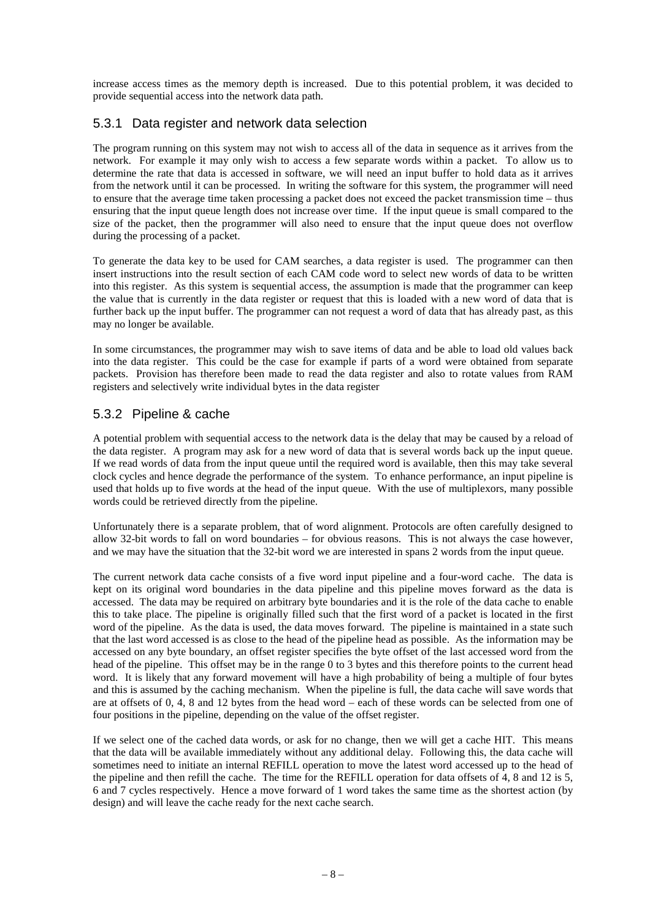increase access times as the memory depth is increased. Due to this potential problem, it was decided to provide sequential access into the network data path.

### 5.3.1 Data register and network data selection

The program running on this system may not wish to access all of the data in sequence as it arrives from the network. For example it may only wish to access a few separate words within a packet. To allow us to determine the rate that data is accessed in software, we will need an input buffer to hold data as it arrives from the network until it can be processed. In writing the software for this system, the programmer will need to ensure that the average time taken processing a packet does not exceed the packet transmission time – thus ensuring that the input queue length does not increase over time. If the input queue is small compared to the size of the packet, then the programmer will also need to ensure that the input queue does not overflow during the processing of a packet.

To generate the data key to be used for CAM searches, a data register is used. The programmer can then insert instructions into the result section of each CAM code word to select new words of data to be written into this register. As this system is sequential access, the assumption is made that the programmer can keep the value that is currently in the data register or request that this is loaded with a new word of data that is further back up the input buffer. The programmer can not request a word of data that has already past, as this may no longer be available.

In some circumstances, the programmer may wish to save items of data and be able to load old values back into the data register. This could be the case for example if parts of a word were obtained from separate packets. Provision has therefore been made to read the data register and also to rotate values from RAM registers and selectively write individual bytes in the data register

### 5.3.2 Pipeline & cache

A potential problem with sequential access to the network data is the delay that may be caused by a reload of the data register. A program may ask for a new word of data that is several words back up the input queue. If we read words of data from the input queue until the required word is available, then this may take several clock cycles and hence degrade the performance of the system. To enhance performance, an input pipeline is used that holds up to five words at the head of the input queue. With the use of multiplexors, many possible words could be retrieved directly from the pipeline.

Unfortunately there is a separate problem, that of word alignment. Protocols are often carefully designed to allow 32-bit words to fall on word boundaries – for obvious reasons. This is not always the case however, and we may have the situation that the 32-bit word we are interested in spans 2 words from the input queue.

The current network data cache consists of a five word input pipeline and a four-word cache. The data is kept on its original word boundaries in the data pipeline and this pipeline moves forward as the data is accessed. The data may be required on arbitrary byte boundaries and it is the role of the data cache to enable this to take place. The pipeline is originally filled such that the first word of a packet is located in the first word of the pipeline. As the data is used, the data moves forward. The pipeline is maintained in a state such that the last word accessed is as close to the head of the pipeline head as possible. As the information may be accessed on any byte boundary, an offset register specifies the byte offset of the last accessed word from the head of the pipeline. This offset may be in the range 0 to 3 bytes and this therefore points to the current head word. It is likely that any forward movement will have a high probability of being a multiple of four bytes and this is assumed by the caching mechanism. When the pipeline is full, the data cache will save words that are at offsets of 0, 4, 8 and 12 bytes from the head word – each of these words can be selected from one of four positions in the pipeline, depending on the value of the offset register.

If we select one of the cached data words, or ask for no change, then we will get a cache HIT. This means that the data will be available immediately without any additional delay. Following this, the data cache will sometimes need to initiate an internal REFILL operation to move the latest word accessed up to the head of the pipeline and then refill the cache. The time for the REFILL operation for data offsets of 4, 8 and 12 is 5, 6 and 7 cycles respectively. Hence a move forward of 1 word takes the same time as the shortest action (by design) and will leave the cache ready for the next cache search.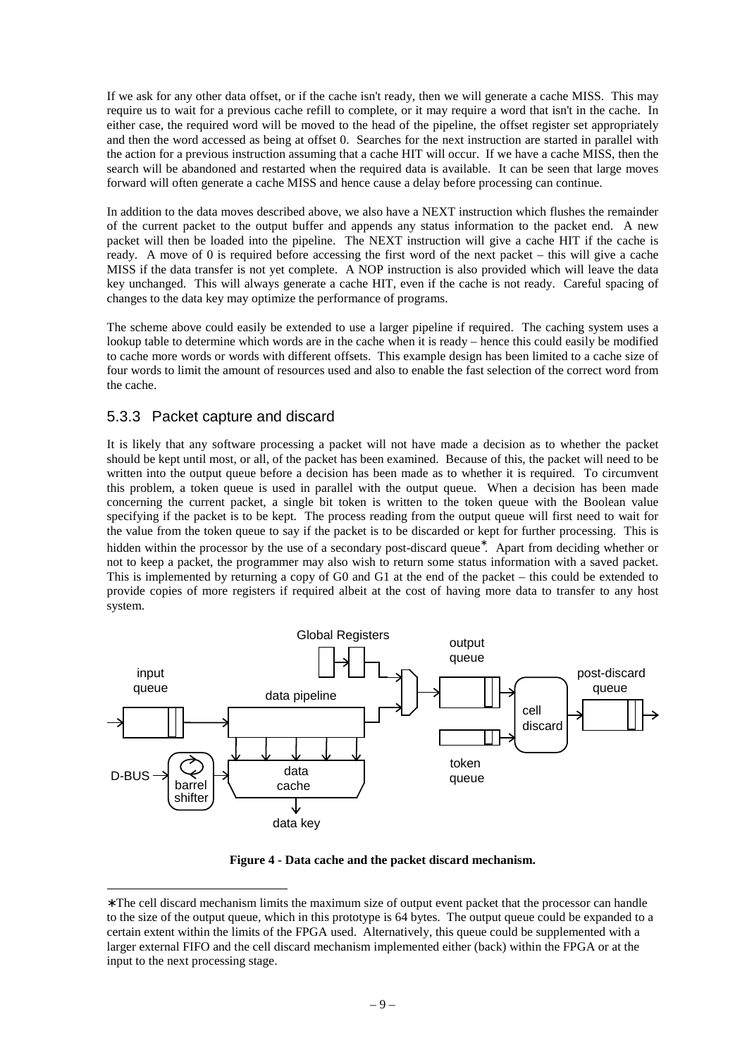If we ask for any other data offset, or if the cache isn't ready, then we will generate a cache MISS. This may require us to wait for a previous cache refill to complete, or it may require a word that isn't in the cache. In either case, the required word will be moved to the head of the pipeline, the offset register set appropriately and then the word accessed as being at offset 0. Searches for the next instruction are started in parallel with the action for a previous instruction assuming that a cache HIT will occur. If we have a cache MISS, then the search will be abandoned and restarted when the required data is available. It can be seen that large moves forward will often generate a cache MISS and hence cause a delay before processing can continue.

In addition to the data moves described above, we also have a NEXT instruction which flushes the remainder of the current packet to the output buffer and appends any status information to the packet end. A new packet will then be loaded into the pipeline. The NEXT instruction will give a cache HIT if the cache is ready. A move of 0 is required before accessing the first word of the next packet – this will give a cache MISS if the data transfer is not yet complete. A NOP instruction is also provided which will leave the data key unchanged. This will always generate a cache HIT, even if the cache is not ready. Careful spacing of changes to the data key may optimize the performance of programs.

The scheme above could easily be extended to use a larger pipeline if required. The caching system uses a lookup table to determine which words are in the cache when it is ready – hence this could easily be modified to cache more words or words with different offsets. This example design has been limited to a cache size of four words to limit the amount of resources used and also to enable the fast selection of the correct word from the cache.

### 5.3.3 Packet capture and discard

It is likely that any software processing a packet will not have made a decision as to whether the packet should be kept until most, or all, of the packet has been examined. Because of this, the packet will need to be written into the output queue before a decision has been made as to whether it is required. To circumvent this problem, a token queue is used in parallel with the output queue. When a decision has been made concerning the current packet, a single bit token is written to the token queue with the Boolean value specifying if the packet is to be kept. The process reading from the output queue will first need to wait for the value from the token queue to say if the packet is to be discarded or kept for further processing. This is hidden within the processor by the use of a secondary post-discard queue*. Apart from deciding whether or not to keep a packet, the programmer may also wish to return some status information with a saved packet. This is implemented by returning a copy of G0 and G1 at the end of the packet – this could be extended to provide copies of more registers if required albeit at the cost of having more data to transfer to any host system.

**Figure 4 - Data cache and the packet discard mechanism.**

*The cell discard mechanism limits the maximum size of output event packet that the processor can handle to the size of the output queue, which in this prototype is 64 bytes. The output queue could be expanded to a certain extent within the limits of the FPGA used. Alternatively, this queue could be supplemented with a larger external FIFO and the cell discard mechanism implemented either (back) within the FPGA or at the input to the next processing stage.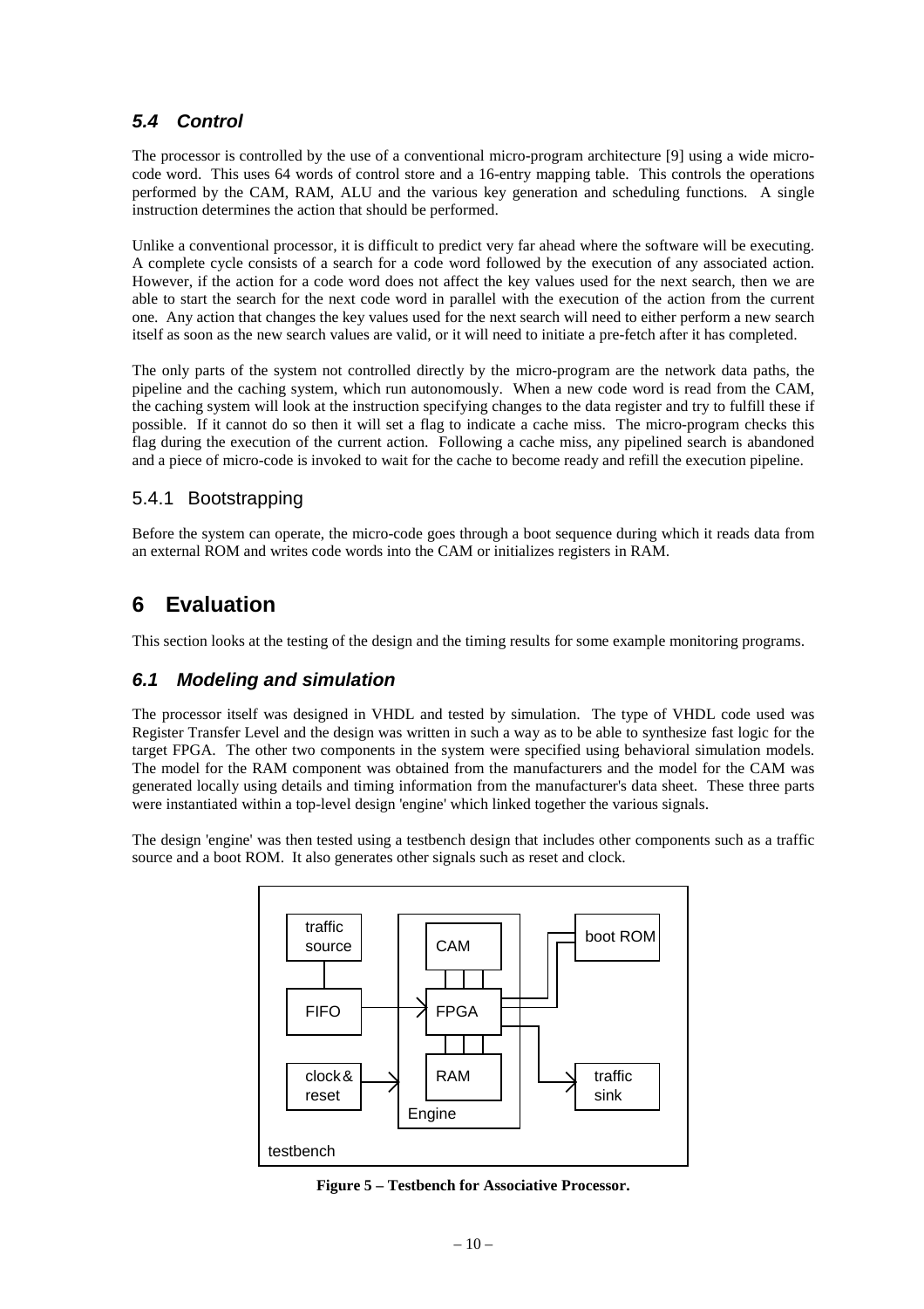### *5.4 Control*

The processor is controlled by the use of a conventional micro-program architecture [9] using a wide micro-code word. This uses 64 words of control store and a 16-entry mapping table. This controls the operations performed by the CAM, RAM, ALU and the various key generation and scheduling functions. A single instruction determines the action that should be performed.

Unlike a conventional processor, it is difficult to predict very far ahead where the software will be executing. A complete cycle consists of a search for a code word followed by the execution of any associated action. However, if the action for a code word does not affect the key values used for the next search, then we are able to start the search for the next code word in parallel with the execution of the action from the current one. Any action that changes the key values used for the next search will need to either perform a new search itself as soon as the new search values are valid, or it will need to initiate a pre-fetch after it has completed.

The only parts of the system not controlled directly by the micro-program are the network data paths, the pipeline and the caching system, which run autonomously. When a new code word is read from the CAM, the caching system will look at the instruction specifying changes to the data register and try to fulfill these if possible. If it cannot do so then it will set a flag to indicate a cache miss. The micro-program checks this flag during the execution of the current action. Following a cache miss, any pipelined search is abandoned and a piece of micro-code is invoked to wait for the cache to become ready and refill the execution pipeline.

#### 5.4.1 Bootstrapping

Before the system can operate, the micro-code goes through a boot sequence during which it reads data from an external ROM and writes code words into the CAM or initializes registers in RAM.

## 6 Evaluation

This section looks at the testing of the design and the timing results for some example monitoring programs.

### *6.1 Modeling and simulation*

The processor itself was designed in VHDL and tested by simulation. The type of VHDL code used was Register Transfer Level and the design was written in such a way as to be able to synthesize fast logic for the target FPGA. The other two components in the system were specified using behavioral simulation models. The model for the RAM component was obtained from the manufacturers and the model for the CAM was generated locally using details and timing information from the manufacturer's data sheet. These three parts were instantiated within a top-level design 'engine' which linked together the various signals.

The design 'engine' was then tested using a testbench design that includes other components such as a traffic source and a boot ROM. It also generates other signals such as reset and clock.

**Figure 5 – Testbench for Associative Processor.**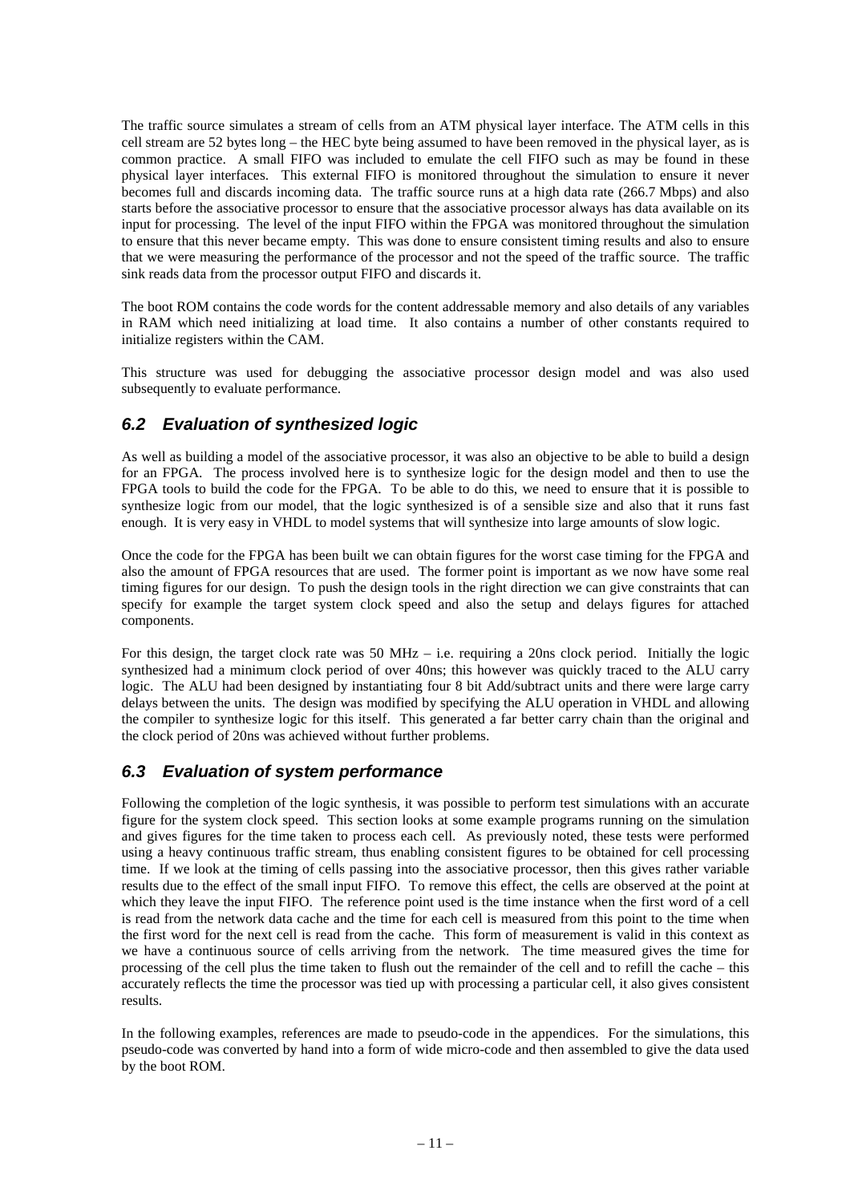The traffic source simulates a stream of cells from an ATM physical layer interface. The ATM cells in this cell stream are 52 bytes long – the HEC byte being assumed to have been removed in the physical layer, as is common practice. A small FIFO was included to emulate the cell FIFO such as may be found in these physical layer interfaces. This external FIFO is monitored throughout the simulation to ensure it never becomes full and discards incoming data. The traffic source runs at a high data rate (266.7 Mbps) and also starts before the associative processor to ensure that the associative processor always has data available on its input for processing. The level of the input FIFO within the FPGA was monitored throughout the simulation to ensure that this never became empty. This was done to ensure consistent timing results and also to ensure that we were measuring the performance of the processor and not the speed of the traffic source. The traffic sink reads data from the processor output FIFO and discards it.

The boot ROM contains the code words for the content addressable memory and also details of any variables in RAM which need initializing at load time. It also contains a number of other constants required to initialize registers within the CAM.

This structure was used for debugging the associative processor design model and was also used subsequently to evaluate performance.

## 6.2 Evaluation of synthesized logic

As well as building a model of the associative processor, it was also an objective to be able to build a design for an FPGA. The process involved here is to synthesize logic for the design model and then to use the FPGA tools to build the code for the FPGA. To be able to do this, we need to ensure that it is possible to synthesize logic from our model, that the logic synthesized is of a sensible size and also that it runs fast enough. It is very easy in VHDL to model systems that will synthesize into large amounts of slow logic.

Once the code for the FPGA has been built we can obtain figures for the worst case timing for the FPGA and also the amount of FPGA resources that are used. The former point is important as we now have some real timing figures for our design. To push the design tools in the right direction we can give constraints that can specify for example the target system clock speed and also the setup and delays figures for attached components.

For this design, the target clock rate was 50 MHz – i.e. requiring a 20ns clock period. Initially the logic synthesized had a minimum clock period of over 40ns; this however was quickly traced to the ALU carry logic. The ALU had been designed by instantiating four 8 bit Add/subtract units and there were large carry delays between the units. The design was modified by specifying the ALU operation in VHDL and allowing the compiler to synthesize logic for this itself. This generated a far better carry chain than the original and the clock period of 20ns was achieved without further problems.

## 6.3 Evaluation of system performance

Following the completion of the logic synthesis, it was possible to perform test simulations with an accurate figure for the system clock speed. This section looks at some example programs running on the simulation and gives figures for the time taken to process each cell. As previously noted, these tests were performed using a heavy continuous traffic stream, thus enabling consistent figures to be obtained for cell processing time. If we look at the timing of cells passing into the associative processor, then this gives rather variable results due to the effect of the small input FIFO. To remove this effect, the cells are observed at the point at which they leave the input FIFO. The reference point used is the time instance when the first word of a cell is read from the network data cache and the time for each cell is measured from this point to the time when the first word for the next cell is read from the cache. This form of measurement is valid in this context as we have a continuous source of cells arriving from the network. The time measured gives the time for processing of the cell plus the time taken to flush out the remainder of the cell and to refill the cache – this accurately reflects the time the processor was tied up with processing a particular cell, it also gives consistent results.

In the following examples, references are made to pseudo-code in the appendices. For the simulations, this pseudo-code was converted by hand into a form of wide micro-code and then assembled to give the data used by the boot ROM.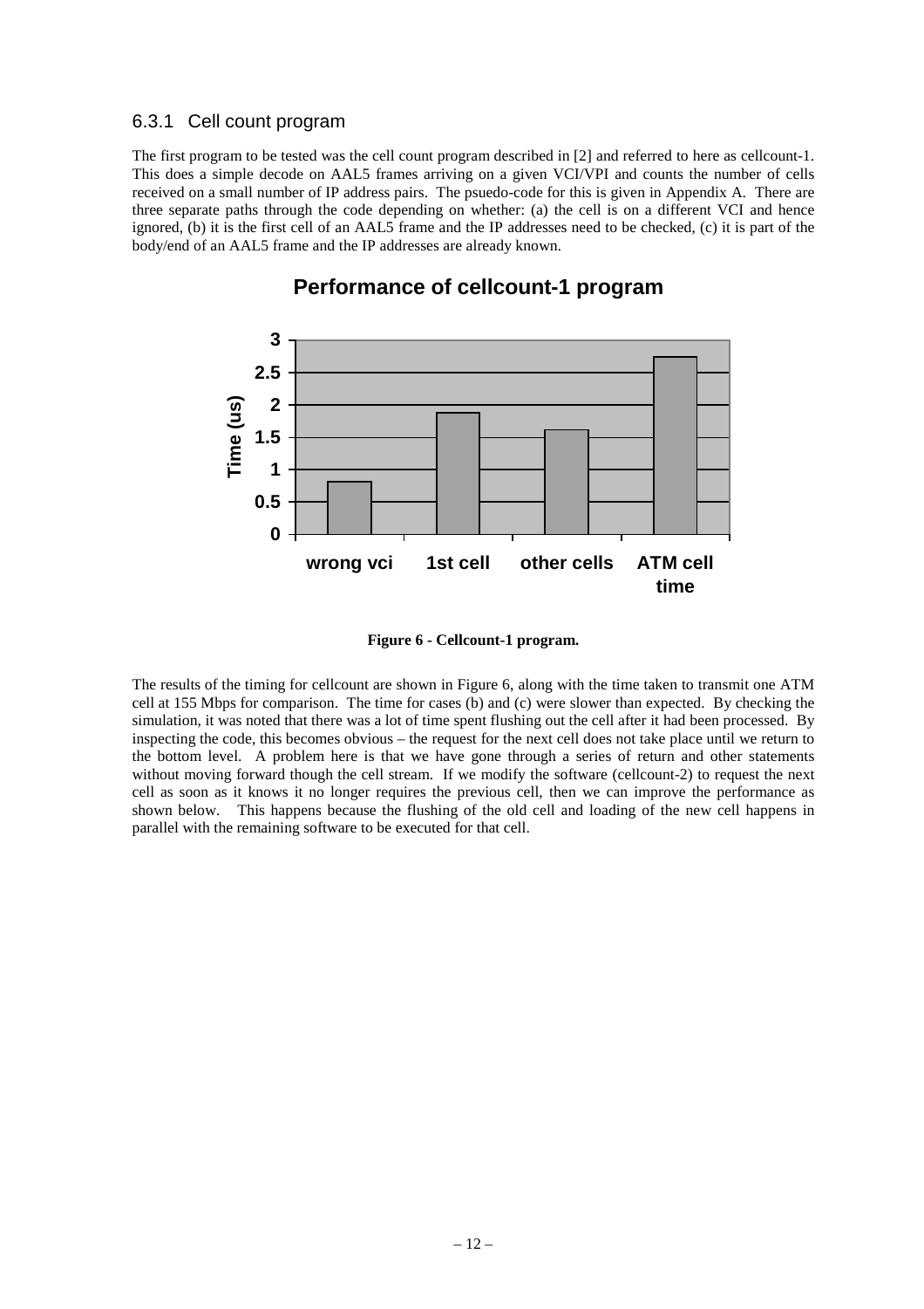### 6.3.1 Cell count program

The first program to be tested was the cell count program described in [2] and referred to here as cellcount-1. This does a simple decode on AAL5 frames arriving on a given VCI/VPI and counts the number of cells received on a small number of IP address pairs. The psuedo-code for this is given in Appendix A. There are three separate paths through the code depending on whether: (a) the cell is on a different VCI and hence ignored, (b) it is the first cell of an AAL5 frame and the IP addresses need to be checked, (c) it is part of the body/end of an AAL5 frame and the IP addresses are already known.

**Figure 6 - Cellcount-1 program.**

The results of the timing for cellcount are shown in Figure 6, along with the time taken to transmit one ATM cell at 155 Mbps for comparison. The time for cases (b) and (c) were slower than expected. By checking the simulation, it was noted that there was a lot of time spent flushing out the cell after it had been processed. By inspecting the code, this becomes obvious – the request for the next cell does not take place until we return to the bottom level. A problem here is that we have gone through a series of return and other statements without moving forward though the cell stream. If we modify the software (cellcount-2) to request the next cell as soon as it knows it no longer requires the previous cell, then we can improve the performance as shown below. This happens because the flushing of the old cell and loading of the new cell happens in parallel with the remaining software to be executed for that cell.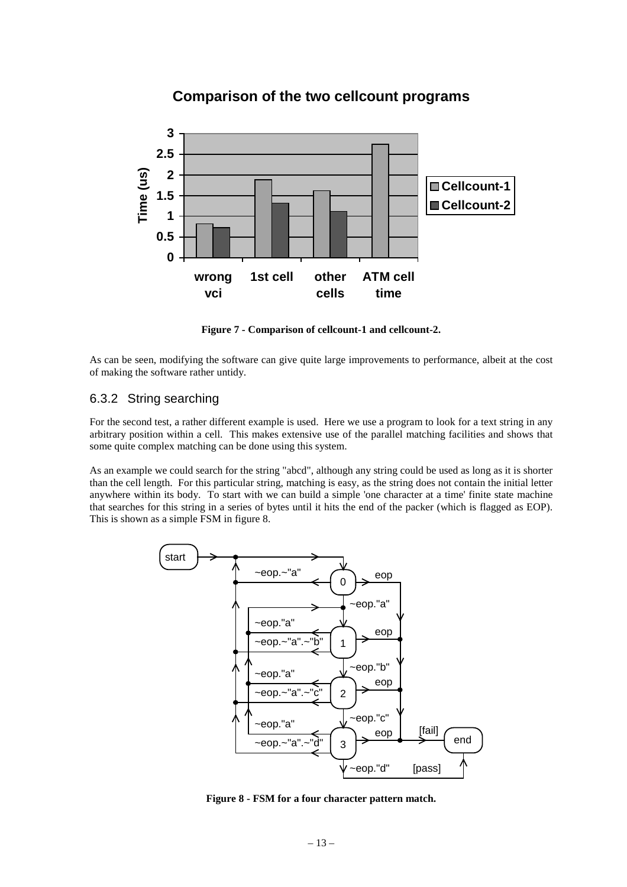**Figure 7 - Comparison of cellcount-1 and cellcount-2.**

As can be seen, modifying the software can give quite large improvements to performance, albeit at the cost of making the software rather untidy.

### 6.3.2 String searching

For the second test, a rather different example is used. Here we use a program to look for a text string in any arbitrary position within a cell. This makes extensive use of the parallel matching facilities and shows that some quite complex matching can be done using this system.

As an example we could search for the string "abcd", although any string could be used as long as it is shorter than the cell length. For this particular string, matching is easy, as the string does not contain the initial letter anywhere within its body. To start with we can build a simple 'one character at a time' finite state machine that searches for this string in a series of bytes until it hits the end of the packer (which is flagged as EOP). This is shown as a simple FSM in figure 8.

**Figure 8 - FSM for a four character pattern match.**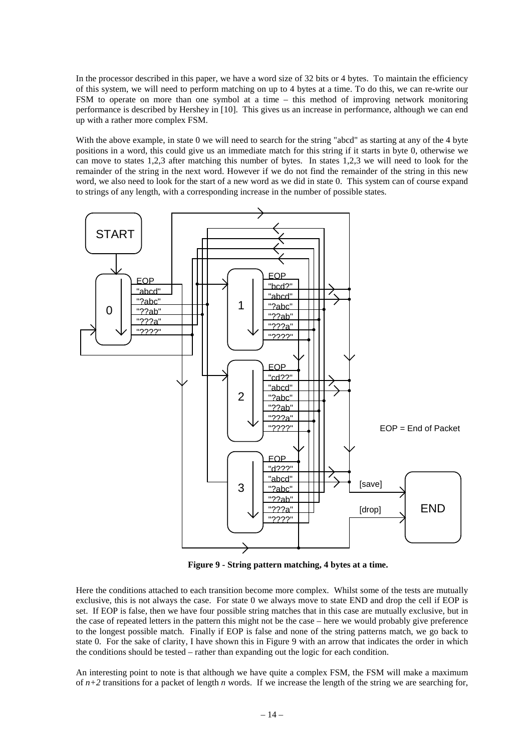In the processor described in this paper, we have a word size of 32 bits or 4 bytes. To maintain the efficiency of this system, we will need to perform matching on up to 4 bytes at a time. To do this, we can re-write our FSM to operate on more than one symbol at a time – this method of improving network monitoring performance is described by Hershey in [10]. This gives us an increase in performance, although we can end up with a rather more complex FSM.

With the above example, in state 0 we will need to search for the string "abcd" as starting at any of the 4 byte positions in a word, this could give us an immediate match for this string if it starts in byte 0, otherwise we can move to states 1,2,3 after matching this number of bytes. In states 1,2,3 we will need to look for the remainder of the string in the next word. However if we do not find the remainder of the string in this new word, we also need to look for the start of a new word as we did in state 0. This system can of course expand to strings of any length, with a corresponding increase in the number of possible states.

**Figure 9 - String pattern matching, 4 bytes at a time.**

Here the conditions attached to each transition become more complex. Whilst some of the tests are mutually exclusive, this is not always the case. For state 0 we always move to state END and drop the cell if EOP is set. If EOP is false, then we have four possible string matches that in this case are mutually exclusive, but in the case of repeated letters in the pattern this might not be the case – here we would probably give preference to the longest possible match. Finally if EOP is false and none of the string patterns match, we go back to state 0. For the sake of clarity, I have shown this in Figure 9 with an arrow that indicates the order in which the conditions should be tested – rather than expanding out the logic for each condition.

An interesting point to note is that although we have quite a complex FSM, the FSM will make a maximum of $n+2$ transitions for a packet of length $n$ words. If we increase the length of the string we are searching for,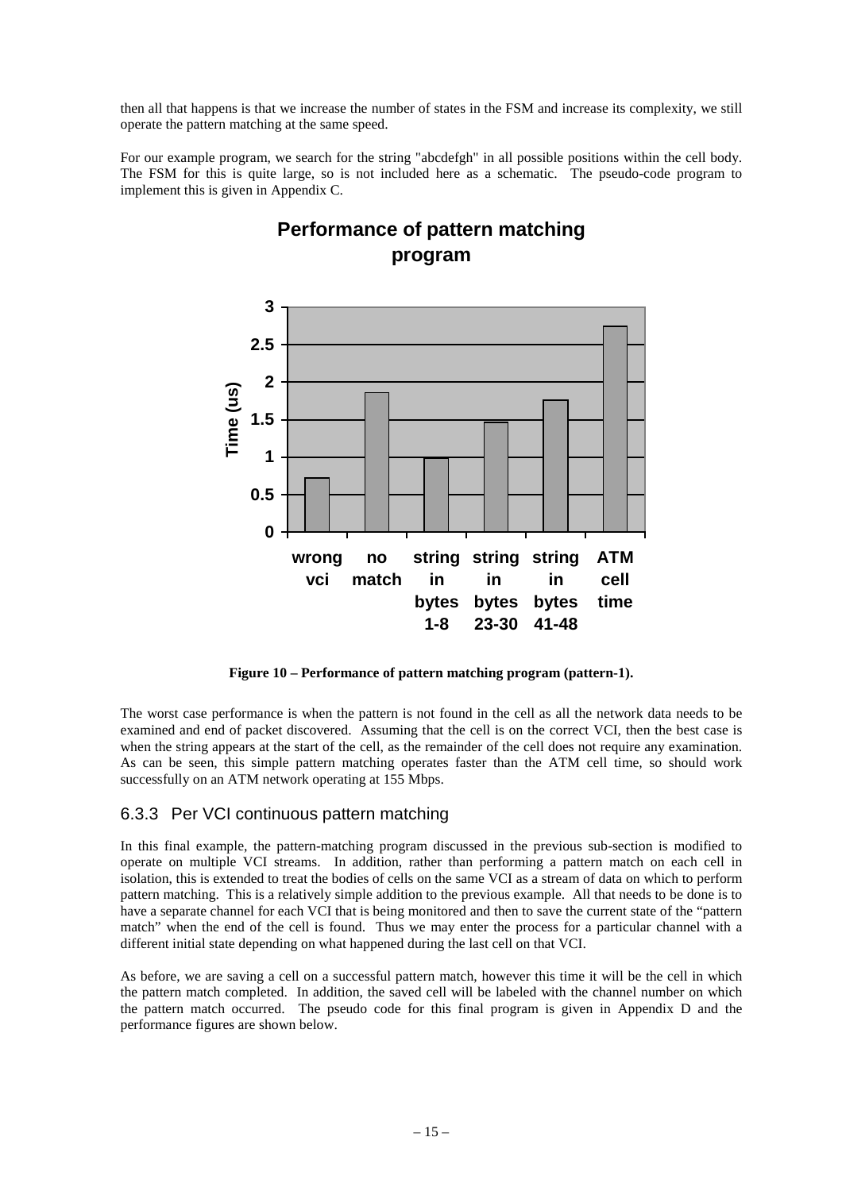then all that happens is that we increase the number of states in the FSM and increase its complexity, we still operate the pattern matching at the same speed.

For our example program, we search for the string "abcdefgh" in all possible positions within the cell body. The FSM for this is quite large, so is not included here as a schematic. The pseudo-code program to implement this is given in Appendix C.

**Figure 10 – Performance of pattern matching program (pattern-1).**

The worst case performance is when the pattern is not found in the cell as all the network data needs to be examined and end of packet discovered. Assuming that the cell is on the correct VCI, then the best case is when the string appears at the start of the cell, as the remainder of the cell does not require any examination. As can be seen, this simple pattern matching operates faster than the ATM cell time, so should work successfully on an ATM network operating at 155 Mbps.

### 6.3.3 Per VCI continuous pattern matching

In this final example, the pattern-matching program discussed in the previous sub-section is modified to operate on multiple VCI streams. In addition, rather than performing a pattern match on each cell in isolation, this is extended to treat the bodies of cells on the same VCI as a stream of data on which to perform pattern matching. This is a relatively simple addition to the previous example. All that needs to be done is to have a separate channel for each VCI that is being monitored and then to save the current state of the "pattern match" when the end of the cell is found. Thus we may enter the process for a particular channel with a different initial state depending on what happened during the last cell on that VCI.

As before, we are saving a cell on a successful pattern match, however this time it will be the cell in which the pattern match completed. In addition, the saved cell will be labeled with the channel number on which the pattern match occurred. The pseudo code for this final program is given in Appendix D and the performance figures are shown below.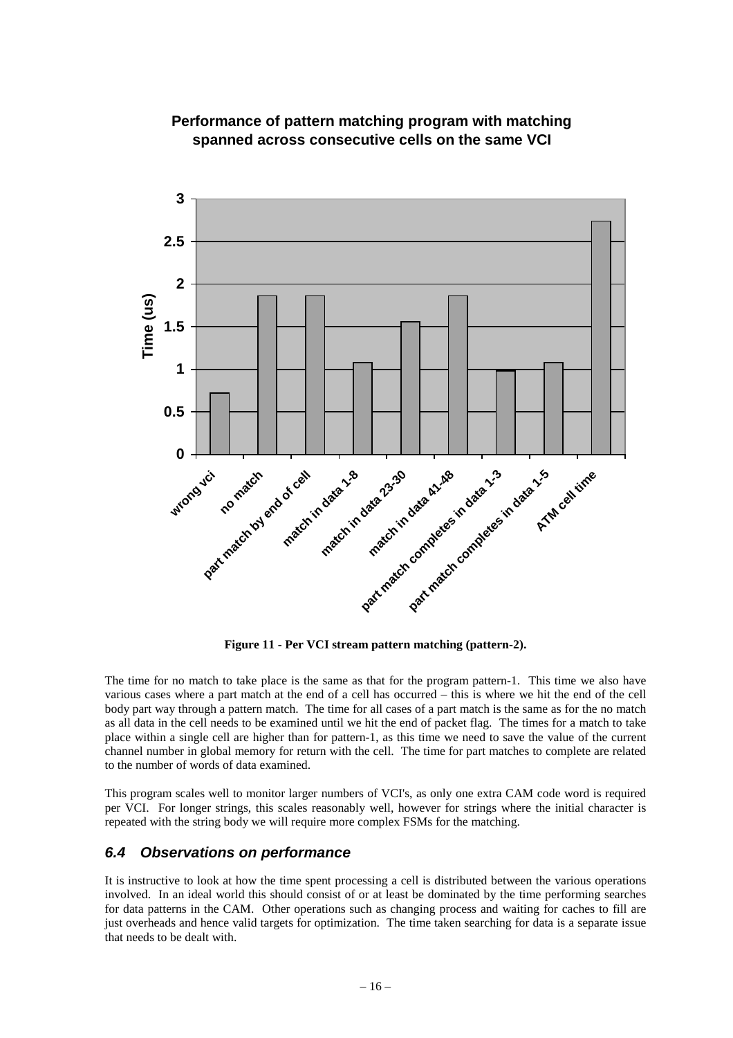**Performance of pattern matching program with matching spanned across consecutive cells on the same VCI**

**Figure 11 - Per VCI stream pattern matching (pattern-2).**

The time for no match to take place is the same as that for the program pattern-1. This time we also have various cases where a part match at the end of a cell has occurred – this is where we hit the end of the cell body part way through a pattern match. The time for all cases of a part match is the same as for the no match as all data in the cell needs to be examined until we hit the end of packet flag. The times for a match to take place within a single cell are higher than for pattern-1, as this time we need to save the value of the current channel number in global memory for return with the cell. The time for part matches to complete are related to the number of words of data examined.

This program scales well to monitor larger numbers of VCI's, as only one extra CAM code word is required per VCI. For longer strings, this scales reasonably well, however for strings where the initial character is repeated with the string body we will require more complex FSMs for the matching.

### *6.4 Observations on performance*

It is instructive to look at how the time spent processing a cell is distributed between the various operations involved. In an ideal world this should consist of or at least be dominated by the time performing searches for data patterns in the CAM. Other operations such as changing process and waiting for caches to fill are just overheads and hence valid targets for optimization. The time taken searching for data is a separate issue that needs to be dealt with.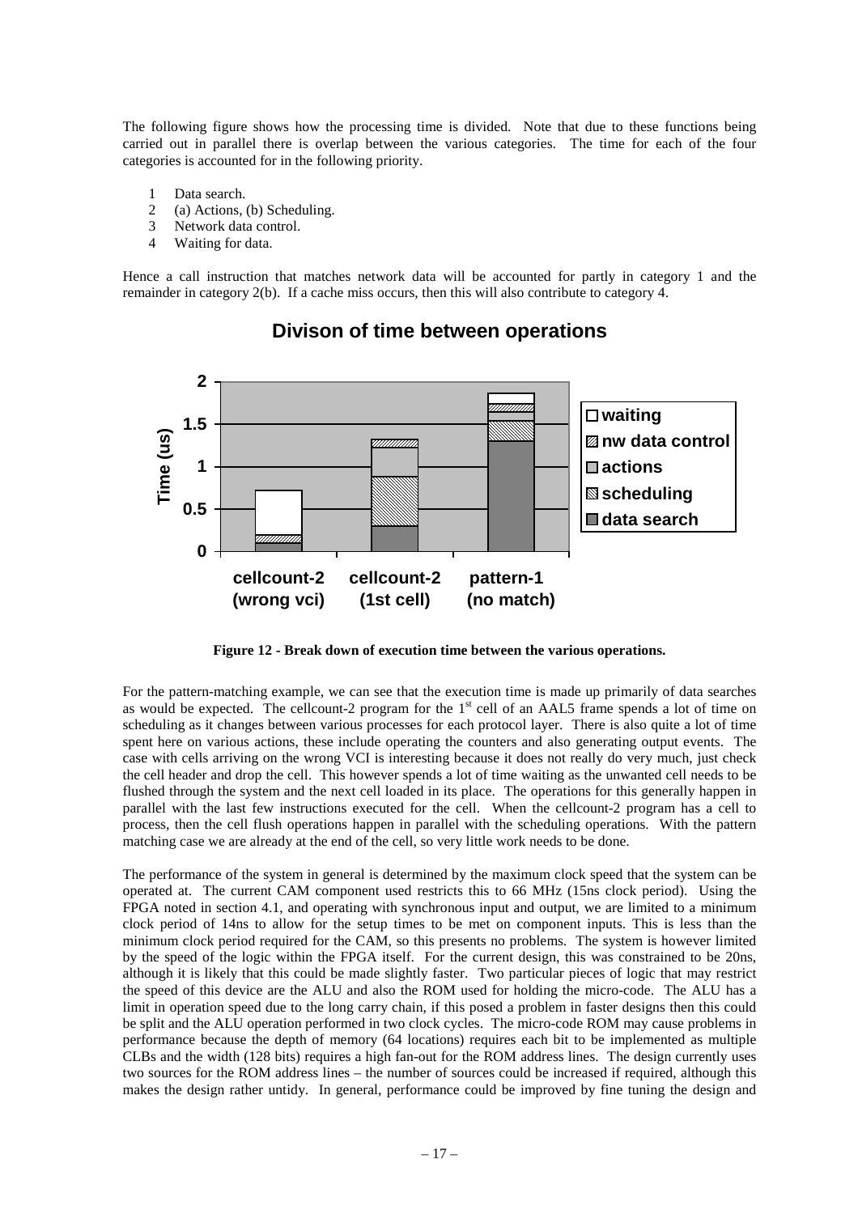The following figure shows how the processing time is divided. Note that due to these functions being carried out in parallel there is overlap between the various categories. The time for each of the four categories is accounted for in the following priority.

1. Data search.
2. (a) Actions, (b) Scheduling.
3. Network data control.
4. Waiting for data.

Hence a call instruction that matches network data will be accounted for partly in category 1 and the remainder in category 2(b). If a cache miss occurs, then this will also contribute to category 4.

**Figure 12 - Break down of execution time between the various operations.**

For the pattern-matching example, we can see that the execution time is made up primarily of data searches as would be expected. The cellcount-2 program for the 1st cell of an AAL5 frame spends a lot of time on scheduling as it changes between various processes for each protocol layer. There is also quite a lot of time spent here on various actions, these include operating the counters and also generating output events. The case with cells arriving on the wrong VCI is interesting because it does not really do very much, just check the cell header and drop the cell. This however spends a lot of time waiting as the unwanted cell needs to be flushed through the system and the next cell loaded in its place. The operations for this generally happen in parallel with the last few instructions executed for the cell. When the cellcount-2 program has a cell to process, then the cell flush operations happen in parallel with the scheduling operations. With the pattern matching case we are already at the end of the cell, so very little work needs to be done.

The performance of the system in general is determined by the maximum clock speed that the system can be operated at. The current CAM component used restricts this to 66 MHz (15ns clock period). Using the FPGA noted in section 4.1, and operating with synchronous input and output, we are limited to a minimum clock period of 14ns to allow for the setup times to be met on component inputs. This is less than the minimum clock period required for the CAM, so this presents no problems. The system is however limited by the speed of the logic within the FPGA itself. For the current design, this was constrained to be 20ns, although it is likely that this could be made slightly faster. Two particular pieces of logic that may restrict the speed of this device are the ALU and also the ROM used for holding the micro-code. The ALU has a limit in operation speed due to the long carry chain, if this posed a problem in faster designs then this could be split and the ALU operation performed in two clock cycles. The micro-code ROM may cause problems in performance because the depth of memory (64 locations) requires each bit to be implemented as multiple CLBs and the width (128 bits) requires a high fan-out for the ROM address lines. The design currently uses two sources for the ROM address lines – the number of sources could be increased if required, although this makes the design rather untidy. In general, performance could be improved by fine tuning the design and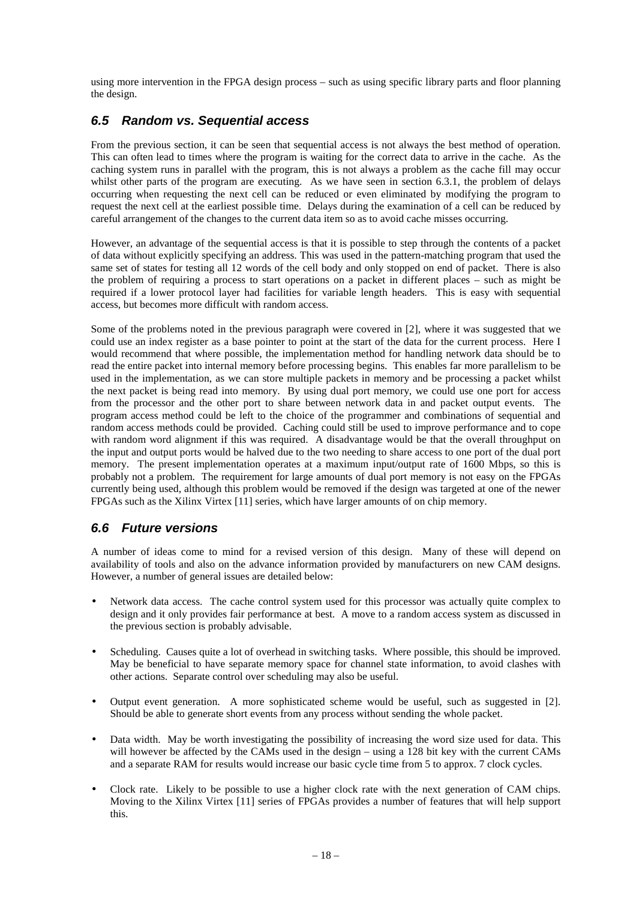using more intervention in the FPGA design process – such as using specific library parts and floor planning the design.

## *6.5 Random vs. Sequential access*

From the previous section, it can be seen that sequential access is not always the best method of operation. This can often lead to times where the program is waiting for the correct data to arrive in the cache. As the caching system runs in parallel with the program, this is not always a problem as the cache fill may occur whilst other parts of the program are executing. As we have seen in section 6.3.1, the problem of delays occurring when requesting the next cell can be reduced or even eliminated by modifying the program to request the next cell at the earliest possible time. Delays during the examination of a cell can be reduced by careful arrangement of the changes to the current data item so as to avoid cache misses occurring.

However, an advantage of the sequential access is that it is possible to step through the contents of a packet of data without explicitly specifying an address. This was used in the pattern-matching program that used the same set of states for testing all 12 words of the cell body and only stopped on end of packet. There is also the problem of requiring a process to start operations on a packet in different places – such as might be required if a lower protocol layer had facilities for variable length headers. This is easy with sequential access, but becomes more difficult with random access.

Some of the problems noted in the previous paragraph were covered in [2], where it was suggested that we could use an index register as a base pointer to point at the start of the data for the current process. Here I would recommend that where possible, the implementation method for handling network data should be to read the entire packet into internal memory before processing begins. This enables far more parallelism to be used in the implementation, as we can store multiple packets in memory and be processing a packet whilst the next packet is being read into memory. By using dual port memory, we could use one port for access from the processor and the other port to share between network data in and packet output events. The program access method could be left to the choice of the programmer and combinations of sequential and random access methods could be provided. Caching could still be used to improve performance and to cope with random word alignment if this was required. A disadvantage would be that the overall throughput on the input and output ports would be halved due to the two needing to share access to one port of the dual port memory. The present implementation operates at a maximum input/output rate of 1600 Mbps, so this is probably not a problem. The requirement for large amounts of dual port memory is not easy on the FPGAs currently being used, although this problem would be removed if the design was targeted at one of the newer FPGAs such as the Xilinx Virtex [11] series, which have larger amounts of on chip memory.

## *6.6 Future versions*

A number of ideas come to mind for a revised version of this design. Many of these will depend on availability of tools and also on the advance information provided by manufacturers on new CAM designs. However, a number of general issues are detailed below:

- Network data access. The cache control system used for this processor was actually quite complex to design and it only provides fair performance at best. A move to a random access system as discussed in the previous section is probably advisable.

- Scheduling. Causes quite a lot of overhead in switching tasks. Where possible, this should be improved. May be beneficial to have separate memory space for channel state information, to avoid clashes with other actions. Separate control over scheduling may also be useful.

- Output event generation. A more sophisticated scheme would be useful, such as suggested in [2]. Should be able to generate short events from any process without sending the whole packet.

- Data width. May be worth investigating the possibility of increasing the word size used for data. This will however be affected by the CAMs used in the design – using a 128 bit key with the current CAMs and a separate RAM for results would increase our basic cycle time from 5 to approx. 7 clock cycles.

- Clock rate. Likely to be possible to use a higher clock rate with the next generation of CAM chips. Moving to the Xilinx Virtex [11] series of FPGAs provides a number of features that will help support this.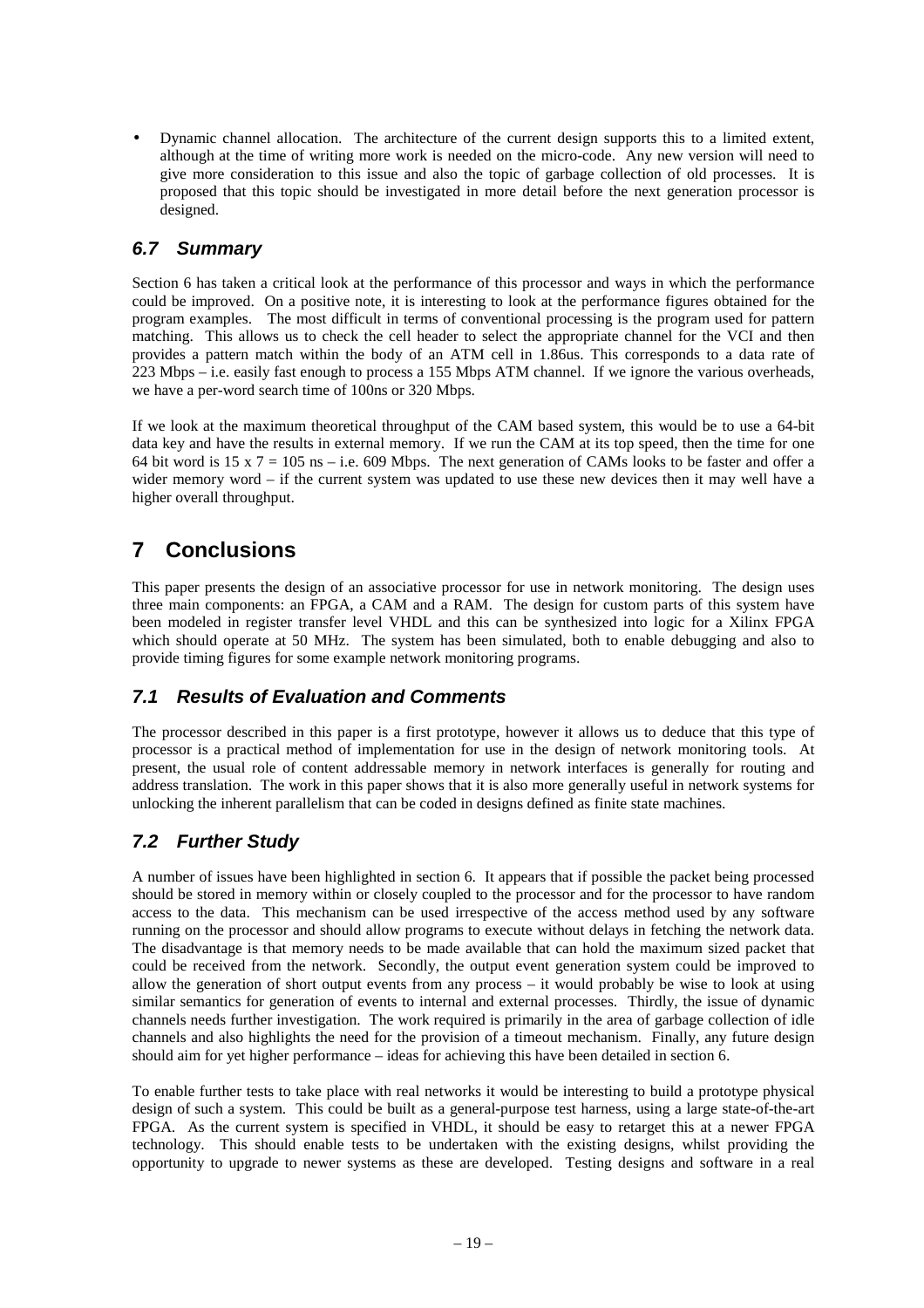- Dynamic channel allocation. The architecture of the current design supports this to a limited extent, although at the time of writing more work is needed on the micro-code. Any new version will need to give more consideration to this issue and also the topic of garbage collection of old processes. It is proposed that this topic should be investigated in more detail before the next generation processor is designed.

### *6.7 Summary*

Section 6 has taken a critical look at the performance of this processor and ways in which the performance could be improved. On a positive note, it is interesting to look at the performance figures obtained for the program examples. The most difficult in terms of conventional processing is the program used for pattern matching. This allows us to check the cell header to select the appropriate channel for the VCI and then provides a pattern match within the body of an ATM cell in 1.86us. This corresponds to a data rate of 223 Mbps – i.e. easily fast enough to process a 155 Mbps ATM channel. If we ignore the various overheads, we have a per-word search time of 100ns or 320 Mbps.

If we look at the maximum theoretical throughput of the CAM based system, this would be to use a 64-bit data key and have the results in external memory. If we run the CAM at its top speed, then the time for one 64 bit word is 15 x 7 = 105 ns – i.e. 609 Mbps. The next generation of CAMs looks to be faster and offer a wider memory word – if the current system was updated to use these new devices then it may well have a higher overall throughput.

## 7 Conclusions

This paper presents the design of an associative processor for use in network monitoring. The design uses three main components: an FPGA, a CAM and a RAM. The design for custom parts of this system have been modeled in register transfer level VHDL and this can be synthesized into logic for a Xilinx FPGA which should operate at 50 MHz. The system has been simulated, both to enable debugging and also to provide timing figures for some example network monitoring programs.

### *7.1 Results of Evaluation and Comments*

The processor described in this paper is a first prototype, however it allows us to deduce that this type of processor is a practical method of implementation for use in the design of network monitoring tools. At present, the usual role of content addressable memory in network interfaces is generally for routing and address translation. The work in this paper shows that it is also more generally useful in network systems for unlocking the inherent parallelism that can be coded in designs defined as finite state machines.

### *7.2 Further Study*

A number of issues have been highlighted in section 6. It appears that if possible the packet being processed should be stored in memory within or closely coupled to the processor and for the processor to have random access to the data. This mechanism can be used irrespective of the access method used by any software running on the processor and should allow programs to execute without delays in fetching the network data. The disadvantage is that memory needs to be made available that can hold the maximum sized packet that could be received from the network. Secondly, the output event generation system could be improved to allow the generation of short output events from any process – it would probably be wise to look at using similar semantics for generation of events to internal and external processes. Thirdly, the issue of dynamic channels needs further investigation. The work required is primarily in the area of garbage collection of idle channels and also highlights the need for the provision of a timeout mechanism. Finally, any future design should aim for yet higher performance – ideas for achieving this have been detailed in section 6.

To enable further tests to take place with real networks it would be interesting to build a prototype physical design of such a system. This could be built as a general-purpose test harness, using a large state-of-the-art FPGA. As the current system is specified in VHDL, it should be easy to retarget this at a newer FPGA technology. This should enable tests to be undertaken with the existing designs, whilst providing the opportunity to upgrade to newer systems as these are developed. Testing designs and software in a real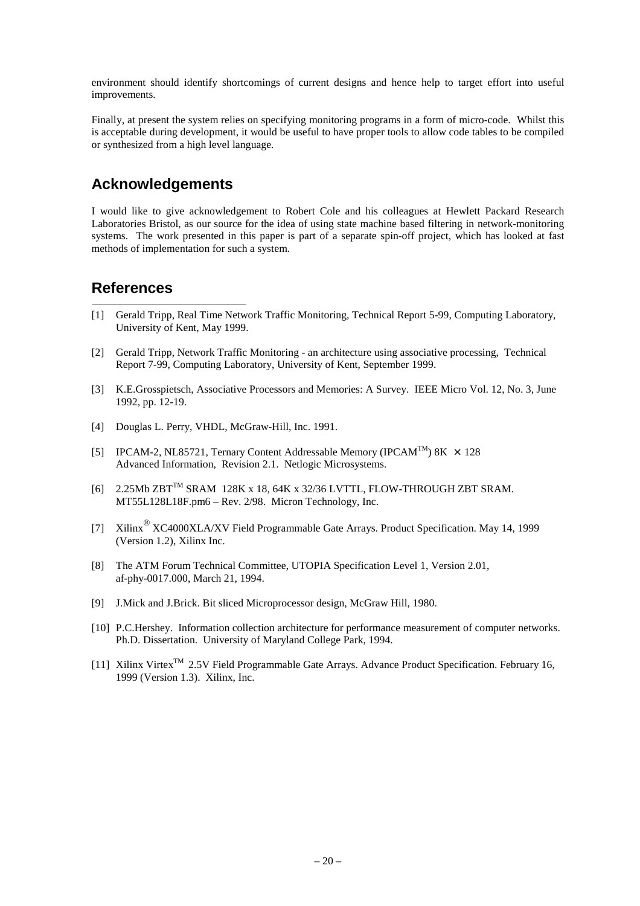environment should identify shortcomings of current designs and hence help to target effort into useful improvements.

Finally, at present the system relies on specifying monitoring programs in a form of micro-code. Whilst this is acceptable during development, it would be useful to have proper tools to allow code tables to be compiled or synthesized from a high level language.

## Acknowledgements

I would like to give acknowledgement to Robert Cole and his colleagues at Hewlett Packard Research Laboratories Bristol, as our source for the idea of using state machine based filtering in network-monitoring systems. The work presented in this paper is part of a separate spin-off project, which has looked at fast methods of implementation for such a system.

## References

[1] Gerald Tripp, Real Time Network Traffic Monitoring, Technical Report 5-99, Computing Laboratory, University of Kent, May 1999.

[2] Gerald Tripp, Network Traffic Monitoring - an architecture using associative processing, Technical Report 7-99, Computing Laboratory, University of Kent, September 1999.

[3] K.E.Grosspietsch, Associative Processors and Memories: A Survey. IEEE Micro Vol. 12, No. 3, June 1992, pp. 12-19.

[4] Douglas L. Perry, VHDL, McGraw-Hill, Inc. 1991.

[5] IPCAM-2, NL85721, Ternary Content Addressable Memory (IPCAM™) 8K × 128 Advanced Information, Revision 2.1. Netlogic Microsystems.

[6] 2.25Mb ZBT™ SRAM 128K x 18, 64K x 32/36 LVTTL, FLOW-THROUGH ZBT SRAM. MT55L128L18F.pm6 – Rev. 2/98. Micron Technology, Inc.

[7] Xilinx® XC4000XLA/XV Field Programmable Gate Arrays. Product Specification. May 14, 1999 (Version 1.2), Xilinx Inc.

[8] The ATM Forum Technical Committee, UTOPIA Specification Level 1, Version 2.01, af-phy-0017.000, March 21, 1994.

[9] J.Mick and J.Brick. Bit sliced Microprocessor design, McGraw Hill, 1980.

[10] P.C.Hershey. Information collection architecture for performance measurement of computer networks. Ph.D. Dissertation. University of Maryland College Park, 1994.

[11] Xilinx Virtex™ 2.5V Field Programmable Gate Arrays. Advance Product Specification. February 16, 1999 (Version 1.3). Xilinx, Inc.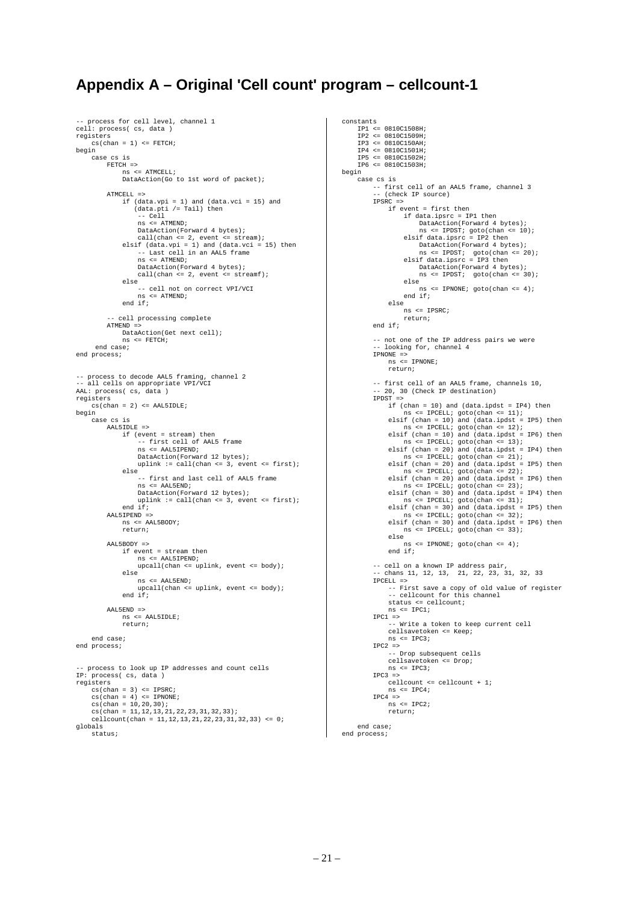# Appendix A – Original 'Cell count' program – cellcount-1

```
-- process for cell level, channel 1
cell: process( cs, data )
registers
    cs(chan = 1) <= FETCH;
begin
    case cs is
        FETCH =>
            ns <= ATMCELL;
            DataAction(Go to 1st word of packet);

        ATMCELL =>
            if (data.vpi = 1) and (data.vci = 15) and
               (data.pti /= Tail) then
                -- Cell
                ns <= ATMEND;
                DataAction(Forward 4 bytes);
                call(chan <= 2, event <= stream);
            elsif (data.vpi = 1) and (data.vci = 15) then
                -- Last cell in an AAL5 frame
                ns <= ATMEND;
                DataAction(Forward 4 bytes);
                call(chan <= 2, event <= streamf);
            else
                -- cell not on correct VPI/VCI
                ns <= ATMEND;
            end if;

        -- cell processing complete
        ATMEND =>
            DataAction(Get next cell);
            ns <= FETCH;
     end case;
end process;


-- process to decode AAL5 framing, channel 2
-- all cells on appropriate VPI/VCI
AAL: process( cs, data )
registers
    cs(chan = 2) <= AAL5IDLE;
begin
    case cs is
        AAL5IDLE =>
            if (event = stream) then
                -- first cell of AAL5 frame
                ns <= AAL5IPEND;
                DataAction(Forward 12 bytes);
                uplink := call(chan <= 3, event <= first);
            else
                -- first and last cell of AAL5 frame
                ns <= AAL5END;
                DataAction(Forward 12 bytes);
                uplink := call(chan <= 3, event <= first);
            end if;
        AAL5IPEND =>
            ns <= AAL5BODY;
            return;

        AAL5BODY =>
            if event = stream then
                ns <= AAL5IPEND;
                upcall(chan <= uplink, event <= body);
            else
                ns <= AAL5END;
                upcall(chan <= uplink, event <= body);
            end if;

        AAL5END =>
            ns <= AAL5IDLE;
            return;

    end case;
end process;


-- process to look up IP addresses and count cells
IP: process( cs, data )
registers
    cs(chan = 3) <= IPSRC;
    cs(chan = 4) <= IPNONE;
    cs(chan = 10,20,30);
    cs(chan = 11,12,13,21,22,23,31,32,33);
    cellcount(chan = 11,12,13,21,22,23,31,32,33) <= 0;
globals
    status;
constants
    IP1 <= 0810C1508H;
    IP2 <= 0810C1509H;
    IP3 <= 0810C150AH;
    IP4 <= 0810C1501H;
    IP5 <= 0810C1502H;
    IP6 <= 0810C1503H;
begin
    case cs is
        -- first cell of an AAL5 frame, channel 3
        -- (check IP source)
        IPSRC =>
            if event = first then
                if data.ipsrc = IP1 then
                    DataAction(Forward 4 bytes);
                    ns <= IPDST; goto(chan <= 10);
                elsif data.ipsrc = IP2 then
                    DataAction(Forward 4 bytes);
                    ns <= IPDST;  goto(chan <= 20);
                elsif data.ipsrc = IP3 then
                    DataAction(Forward 4 bytes);
                    ns <= IPDST;  goto(chan <= 30);
                else
                    ns <= IPNONE; goto(chan <= 4);
                end if;
            else
                ns <= IPSRC;
                return;
        end if;

        -- not one of the IP address pairs we were
        -- looking for, channel 4
        IPNONE =>
            ns <= IPNONE;
            return;

        -- first cell of an AAL5 frame, channels 10,
        -- 20, 30 (Check IP destination)
        IPDST =>
            if (chan = 10) and (data.ipdst = IP4) then
                ns <= IPCELL; goto(chan <= 11);
            elsif (chan = 10) and (data.ipdst = IP5) then
                ns <= IPCELL; goto(chan <= 12);
            elsif (chan = 10) and (data.ipdst = IP6) then
                ns <= IPCELL; goto(chan <= 13);
            elsif (chan = 20) and (data.ipdst = IP4) then
                ns <= IPCELL; goto(chan <= 21);
            elsif (chan = 20) and (data.ipdst = IP5) then
                ns <= IPCELL; goto(chan <= 22);
            elsif (chan = 20) and (data.ipdst = IP6) then
                ns <= IPCELL; goto(chan <= 23);
            elsif (chan = 30) and (data.ipdst = IP4) then
                ns <= IPCELL; goto(chan <= 31);
            elsif (chan = 30) and (data.ipdst = IP5) then
                ns <= IPCELL; goto(chan <= 32);
            elsif (chan = 30) and (data.ipdst = IP6) then
                ns <= IPCELL; goto(chan <= 33);
            else
                ns <= IPNONE; goto(chan <= 4);
            end if;

        -- cell on a known IP address pair,
        -- chans 11, 12, 13,  21, 22, 23, 31, 32, 33
        IPCELL =>
            -- First save a copy of old value of register
            -- cellcount for this channel
            status <= cellcount;
            ns <= IPC1;
        IPC1 =>
            -- Write a token to keep current cell
            cellsavetoken <= Keep;
            ns <= IPC3;
        IPC2 =>
            -- Drop subsequent cells
            cellsavetoken <= Drop;
            ns <= IPC3;
        IPC3 =>
            cellcount <= cellcount + 1;
            ns <= IPC4;
        IPC4 =>
            ns <= IPC2;
            return;

    end case;
end process;
```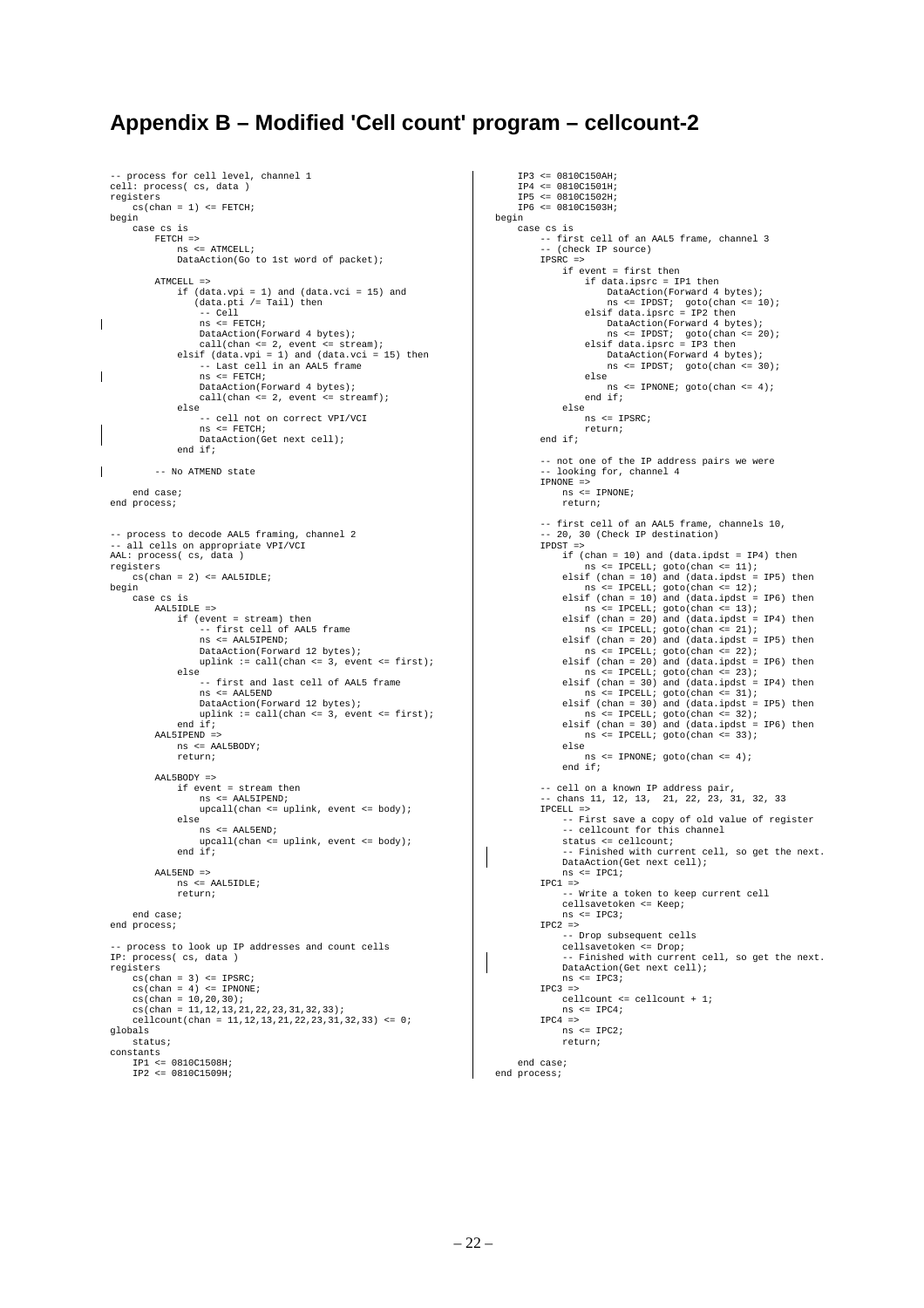## Appendix B – Modified 'Cell count' program – cellcount-2

```
-- process for cell level, channel 1
cell: process( cs, data )
registers
    cs(chan = 1) <= FETCH;
begin
    case cs is
        FETCH =>
            ns <= ATMCELL;
            DataAction(Go to 1st word of packet);

        ATMCELL =>
            if (data.vpi = 1) and (data.vci = 15) and
               (data.pti /= Tail) then
                -- Cell
                ns <= FETCH;
                DataAction(Forward 4 bytes);
                call(chan <= 2, event <= stream);
            elsif (data.vpi = 1) and (data.vci = 15) then
                -- Last cell in an AAL5 frame
                ns <= FETCH;
                DataAction(Forward 4 bytes);
                call(chan <= 2, event <= streamf);
            else
                -- cell not on correct VPI/VCI
                ns <= FETCH;
                DataAction(Get next cell);
            end if;

        -- No ATMEND state

    end case;
end process;


-- process to decode AAL5 framing, channel 2
-- all cells on appropriate VPI/VCI
AAL: process( cs, data )
registers
    cs(chan = 2) <= AAL5IDLE;
begin
    case cs is
        AAL5IDLE =>
            if (event = stream) then
                -- first cell of AAL5 frame
                ns <= AAL5IPEND;
                DataAction(Forward 12 bytes);
                uplink := call(chan <= 3, event <= first);
            else
                -- first and last cell of AAL5 frame
                ns <= AAL5END
                DataAction(Forward 12 bytes);
                uplink := call(chan <= 3, event <= first);
            end if;
        AAL5IPEND =>
            ns <= AAL5BODY;
            return;

        AAL5BODY =>
            if event = stream then
                ns <= AAL5IPEND;
                upcall(chan <= uplink, event <= body);
            else
                ns <= AAL5END;
                upcall(chan <= uplink, event <= body);
            end if;

        AAL5END =>
            ns <= AAL5IDLE;
            return;

    end case;
end process;

-- process to look up IP addresses and count cells
IP: process( cs, data )
registers
    cs(chan = 3) <= IPSRC;
    cs(chan = 4) <= IPNONE;
    cs(chan = 10,20,30);
    cs(chan = 11,12,13,21,22,23,31,32,33);
    cellcount(chan = 11,12,13,21,22,23,31,32,33) <= 0;
globals
    status;
constants
    IP1 <= 0810C1508H;
    IP2 <= 0810C1509H;
    IP3 <= 0810C150AH;
    IP4 <= 0810C1501H;
    IP5 <= 0810C1502H;
    IP6 <= 0810C1503H;
begin
    case cs is
        -- first cell of an AAL5 frame, channel 3
        -- (check IP source)
        IPSRC =>
            if event = first then
                if data.ipsrc = IP1 then
                    DataAction(Forward 4 bytes);
                    ns <= IPDST;  goto(chan <= 10);
                elsif data.ipsrc = IP2 then
                    DataAction(Forward 4 bytes);
                    ns <= IPDST;  goto(chan <= 20);
                elsif data.ipsrc = IP3 then
                    DataAction(Forward 4 bytes);
                    ns <= IPDST;  goto(chan <= 30);
                else
                    ns <= IPNONE; goto(chan <= 4);
                end if;
            else
                ns <= IPSRC;
                return;
        end if;

        -- not one of the IP address pairs we were
        -- looking for, channel 4
        IPNONE =>
            ns <= IPNONE;
            return;

        -- first cell of an AAL5 frame, channels 10,
        -- 20, 30 (Check IP destination)
        IPDST =>
            if (chan = 10) and (data.ipdst = IP4) then
                ns <= IPCELL; goto(chan <= 11);
            elsif (chan = 10) and (data.ipdst = IP5) then
                ns <= IPCELL; goto(chan <= 12);
            elsif (chan = 10) and (data.ipdst = IP6) then
                ns <= IPCELL; goto(chan <= 13);
            elsif (chan = 20) and (data.ipdst = IP4) then
                ns <= IPCELL; goto(chan <= 21);
            elsif (chan = 20) and (data.ipdst = IP5) then
                ns <= IPCELL; goto(chan <= 22);
            elsif (chan = 20) and (data.ipdst = IP6) then
                ns <= IPCELL; goto(chan <= 23);
            elsif (chan = 30) and (data.ipdst = IP4) then
                ns <= IPCELL; goto(chan <= 31);
            elsif (chan = 30) and (data.ipdst = IP5) then
                ns <= IPCELL; goto(chan <= 32);
            elsif (chan = 30) and (data.ipdst = IP6) then
                ns <= IPCELL; goto(chan <= 33);
            else
                ns <= IPNONE; goto(chan <= 4);
            end if;

        -- cell on a known IP address pair,
        -- chans 11, 12, 13,  21, 22, 23, 31, 32, 33
        IPCELL =>
            -- First save a copy of old value of register
            -- cellcount for this channel
            status <= cellcount;
            -- Finished with current cell, so get the next.
            DataAction(Get next cell);
            ns <= IPC1;
        IPC1 =>
            -- Write a token to keep current cell
            cellsavetoken <= Keep;
            ns <= IPC3;
        IPC2 =>
            -- Drop subsequent cells
            cellsavetoken <= Drop;
            -- Finished with current cell, so get the next.
            DataAction(Get next cell);
            ns <= IPC3;
        IPC3 =>
            cellcount <= cellcount + 1;
            ns <= IPC4;
        IPC4 =>
            ns <= IPC2;
            return;

    end case;
end process;
```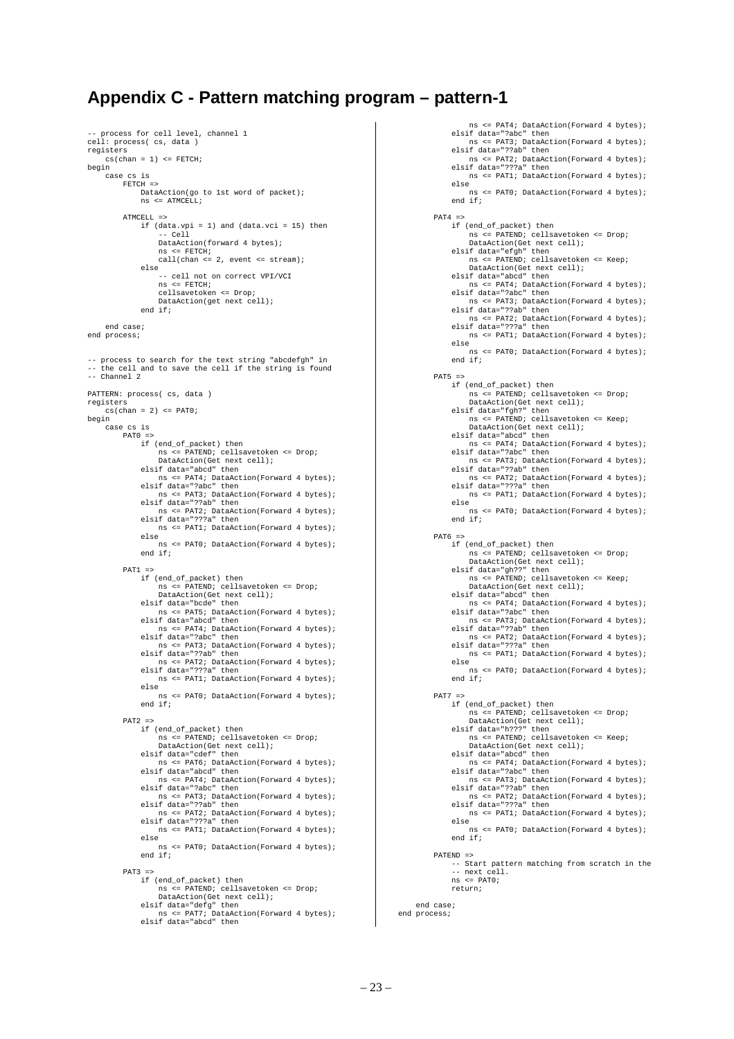# Appendix C - Pattern matching program – pattern-1

```
-- process for cell level, channel 1
cell: process( cs, data )
registers
    cs(chan = 1) <= FETCH;
begin
    case cs is
        FETCH =>
            DataAction(go to 1st word of packet);
            ns <= ATMCELL;

        ATMCELL =>
            if (data.vpi = 1) and (data.vci = 15) then
                -- Cell
                DataAction(forward 4 bytes);
                ns <= FETCH;
                call(chan <= 2, event <= stream);
            else
                -- cell not on correct VPI/VCI
                ns <= FETCH;
                cellsavetoken <= Drop;
                DataAction(get next cell);
            end if;

    end case;
end process;


-- process to search for the text string "abcdefgh" in
-- the cell and to save the cell if the string is found
-- Channel 2

PATTERN: process( cs, data )
registers
    cs(chan = 2) <= PAT0;
begin
    case cs is
        PAT0 =>
            if (end_of_packet) then
                ns <= PATEND; cellsavetoken <= Drop;
                DataAction(Get next cell);
            elsif data="abcd" then
                ns <= PAT4; DataAction(Forward 4 bytes);
            elsif data="?abc" then
                ns <= PAT3; DataAction(Forward 4 bytes);
            elsif data="??ab" then
                ns <= PAT2; DataAction(Forward 4 bytes);
            elsif data="???a" then
                ns <= PAT1; DataAction(Forward 4 bytes);
            else
                ns <= PAT0; DataAction(Forward 4 bytes);
            end if;

        PAT1 =>
            if (end_of_packet) then
                ns <= PATEND; cellsavetoken <= Drop;
                DataAction(Get next cell);
            elsif data="bcde" then
                ns <= PAT5; DataAction(Forward 4 bytes);
            elsif data="abcd" then
                ns <= PAT4; DataAction(Forward 4 bytes);
            elsif data="?abc" then
                ns <= PAT3; DataAction(Forward 4 bytes);
            elsif data="??ab" then
                ns <= PAT2; DataAction(Forward 4 bytes);
            elsif data="???a" then
                ns <= PAT1; DataAction(Forward 4 bytes);
            else
                ns <= PAT0; DataAction(Forward 4 bytes);
            end if;

        PAT2 =>
            if (end_of_packet) then
                ns <= PATEND; cellsavetoken <= Drop;
                DataAction(Get next cell);
            elsif data="cdef" then
                ns <= PAT6; DataAction(Forward 4 bytes);
            elsif data="abcd" then
                ns <= PAT4; DataAction(Forward 4 bytes);
            elsif data="?abc" then
                ns <= PAT3; DataAction(Forward 4 bytes);
            elsif data="??ab" then
                ns <= PAT2; DataAction(Forward 4 bytes);
            elsif data="???a" then
                ns <= PAT1; DataAction(Forward 4 bytes);
            else
                ns <= PAT0; DataAction(Forward 4 bytes);
            end if;

        PAT3 =>
            if (end_of_packet) then
                ns <= PATEND; cellsavetoken <= Drop;
                DataAction(Get next cell);
            elsif data="defg" then
                ns <= PAT7; DataAction(Forward 4 bytes);
            elsif data="abcd" then
                ns <= PAT4; DataAction(Forward 4 bytes);
            elsif data="?abc" then
                ns <= PAT3; DataAction(Forward 4 bytes);
            elsif data="??ab" then
                ns <= PAT2; DataAction(Forward 4 bytes);
            elsif data="???a" then
                ns <= PAT1; DataAction(Forward 4 bytes);
            else
                ns <= PAT0; DataAction(Forward 4 bytes);
            end if;

        PAT4 =>
            if (end_of_packet) then
                ns <= PATEND; cellsavetoken <= Drop;
                DataAction(Get next cell);
            elsif data="efgh" then
                ns <= PATEND; cellsavetoken <= Keep;
                DataAction(Get next cell);
            elsif data="abcd" then
                ns <= PAT4; DataAction(Forward 4 bytes);
            elsif data="?abc" then
                ns <= PAT3; DataAction(Forward 4 bytes);
            elsif data="??ab" then
                ns <= PAT2; DataAction(Forward 4 bytes);
            elsif data="???a" then
                ns <= PAT1; DataAction(Forward 4 bytes);
            else
                ns <= PAT0; DataAction(Forward 4 bytes);
            end if;

        PAT5 =>
            if (end_of_packet) then
                ns <= PATEND; cellsavetoken <= Drop;
                DataAction(Get next cell);
            elsif data="fgh?" then
                ns <= PATEND; cellsavetoken <= Keep;
                DataAction(Get next cell);
            elsif data="abcd" then
                ns <= PAT4; DataAction(Forward 4 bytes);
            elsif data="?abc" then
                ns <= PAT3; DataAction(Forward 4 bytes);
            elsif data="??ab" then
                ns <= PAT2; DataAction(Forward 4 bytes);
            elsif data="???a" then
                ns <= PAT1; DataAction(Forward 4 bytes);
            else
                ns <= PAT0; DataAction(Forward 4 bytes);
            end if;

        PAT6 =>
            if (end_of_packet) then
                ns <= PATEND; cellsavetoken <= Drop;
                DataAction(Get next cell);
            elsif data="gh??" then
                ns <= PATEND; cellsavetoken <= Keep;
                DataAction(Get next cell);
            elsif data="abcd" then
                ns <= PAT4; DataAction(Forward 4 bytes);
            elsif data="?abc" then
                ns <= PAT3; DataAction(Forward 4 bytes);
            elsif data="??ab" then
                ns <= PAT2; DataAction(Forward 4 bytes);
            elsif data="???a" then
                ns <= PAT1; DataAction(Forward 4 bytes);
            else
                ns <= PAT0; DataAction(Forward 4 bytes);
            end if;

        PAT7 =>
            if (end_of_packet) then
                ns <= PATEND; cellsavetoken <= Drop;
                DataAction(Get next cell);
            elsif data="h???" then
                ns <= PATEND; cellsavetoken <= Keep;
                DataAction(Get next cell);
            elsif data="abcd" then
                ns <= PAT4; DataAction(Forward 4 bytes);
            elsif data="?abc" then
                ns <= PAT3; DataAction(Forward 4 bytes);
            elsif data="??ab" then
                ns <= PAT2; DataAction(Forward 4 bytes);
            elsif data="???a" then
                ns <= PAT1; DataAction(Forward 4 bytes);
            else
                ns <= PAT0; DataAction(Forward 4 bytes);
            end if;

        PATEND =>
            -- Start pattern matching from scratch in the
            -- next cell.
            ns <= PAT0;
            return;

    end case;
end process;
```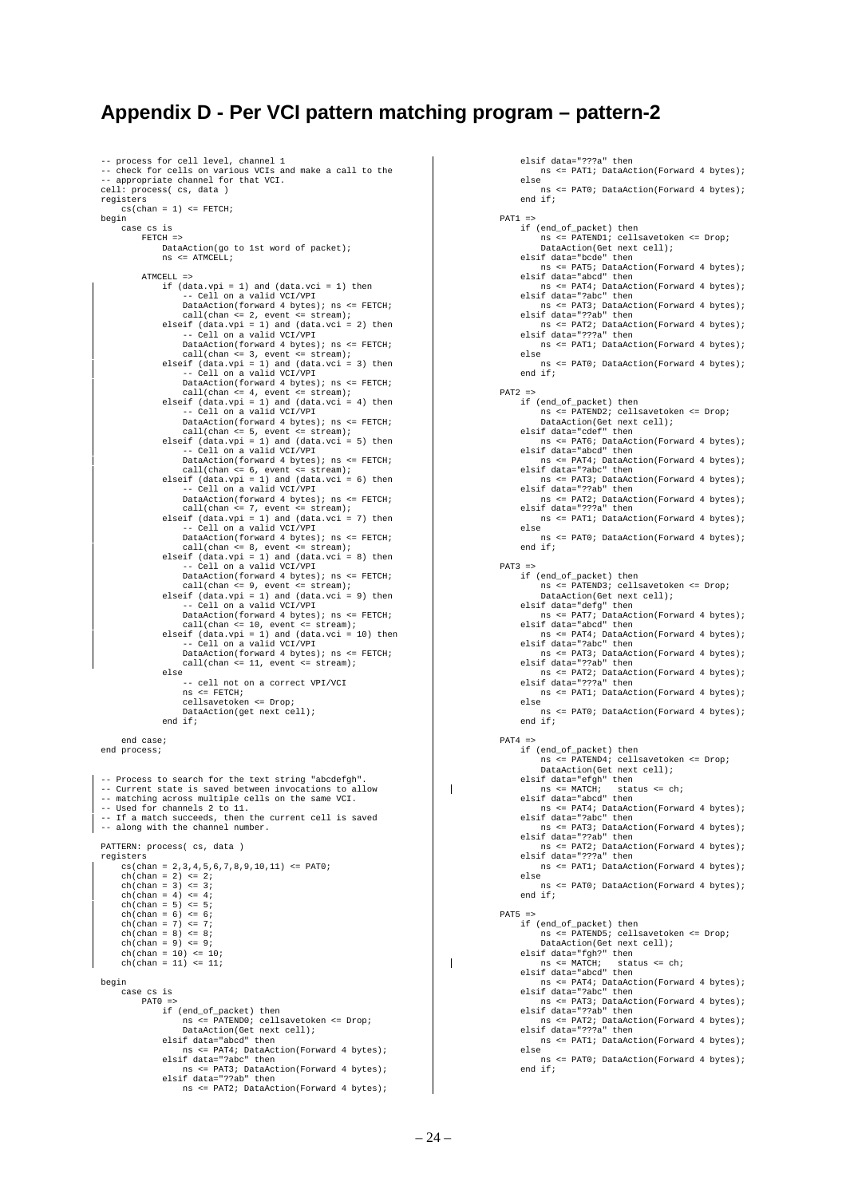# Appendix D - Per VCI pattern matching program – pattern-2

```
-- process for cell level, channel 1
-- check for cells on various VCIs and make a call to the
-- appropriate channel for that VCI.
cell: process( cs, data )
registers
    cs(chan = 1) <= FETCH;
begin
    case cs is
        FETCH =>
            DataAction(go to 1st word of packet);
            ns <= ATMCELL;

        ATMCELL =>
            if (data.vpi = 1) and (data.vci = 1) then
                -- Cell on a valid VCI/VPI
                DataAction(forward 4 bytes); ns <= FETCH;
                call(chan <= 2, event <= stream);
            elseif (data.vpi = 1) and (data.vci = 2) then
                -- Cell on a valid VCI/VPI
                DataAction(forward 4 bytes); ns <= FETCH;
                call(chan <= 3, event <= stream);
            elseif (data.vpi = 1) and (data.vci = 3) then
                -- Cell on a valid VCI/VPI
                DataAction(forward 4 bytes); ns <= FETCH;
                call(chan <= 4, event <= stream);
            elseif (data.vpi = 1) and (data.vci = 4) then
                -- Cell on a valid VCI/VPI
                DataAction(forward 4 bytes); ns <= FETCH;
                call(chan <= 5, event <= stream);
            elseif (data.vpi = 1) and (data.vci = 5) then
                -- Cell on a valid VCI/VPI
                DataAction(forward 4 bytes); ns <= FETCH;
                call(chan <= 6, event <= stream);
            elseif (data.vpi = 1) and (data.vci = 6) then
                -- Cell on a valid VCI/VPI
                DataAction(forward 4 bytes); ns <= FETCH;
                call(chan <= 7, event <= stream);
            elseif (data.vpi = 1) and (data.vci = 7) then
                -- Cell on a valid VCI/VPI
                DataAction(forward 4 bytes); ns <= FETCH;
                call(chan <= 8, event <= stream);
            elseif (data.vpi = 1) and (data.vci = 8) then
                -- Cell on a valid VCI/VPI
                DataAction(forward 4 bytes); ns <= FETCH;
                call(chan <= 9, event <= stream);
            elseif (data.vpi = 1) and (data.vci = 9) then
                -- Cell on a valid VCI/VPI
                DataAction(forward 4 bytes); ns <= FETCH;
                call(chan <= 10, event <= stream);
            elseif (data.vpi = 1) and (data.vci = 10) then
                -- Cell on a valid VCI/VPI
                DataAction(forward 4 bytes); ns <= FETCH;
                call(chan <= 11, event <= stream);
            else
                -- cell not on a correct VPI/VCI
                ns <= FETCH;
                cellsavetoken <= Drop;
                DataAction(get next cell);
            end if;

    end case;
end process;


-- Process to search for the text string "abcdefgh".
-- Current state is saved between invocations to allow
-- matching across multiple cells on the same VCI.
-- Used for channels 2 to 11.
-- If a match succeeds, then the current cell is saved
-- along with the channel number.

PATTERN: process( cs, data )
registers
    cs(chan = 2,3,4,5,6,7,8,9,10,11) <= PAT0;
    ch(chan = 2) <= 2;
    ch(chan = 3) <= 3;
    ch(chan = 4) <= 4;
    ch(chan = 5) <= 5;
    ch(chan = 6) <= 6;
    ch(chan = 7) <= 7;
    ch(chan = 8) <= 8;
    ch(chan = 9) <= 9;
    ch(chan = 10) <= 10;
    ch(chan = 11) <= 11;

begin
    case cs is
        PAT0 =>
            if (end_of_packet) then
                ns <= PATEND0; cellsavetoken <= Drop;
                DataAction(Get next cell);
            elsif data="abcd" then
                ns <= PAT4; DataAction(Forward 4 bytes);
            elsif data="?abc" then
                ns <= PAT3; DataAction(Forward 4 bytes);
            elsif data="??ab" then
                ns <= PAT2; DataAction(Forward 4 bytes);
            elsif data="???a" then
                ns <= PAT1; DataAction(Forward 4 bytes);
            else
                ns <= PAT0; DataAction(Forward 4 bytes);
            end if;

        PAT1 =>
            if (end_of_packet) then
                ns <= PATEND1; cellsavetoken <= Drop;
                DataAction(Get next cell);
            elsif data="bcde" then
                ns <= PAT5; DataAction(Forward 4 bytes);
            elsif data="abcd" then
                ns <= PAT4; DataAction(Forward 4 bytes);
            elsif data="?abc" then
                ns <= PAT3; DataAction(Forward 4 bytes);
            elsif data="??ab" then
                ns <= PAT2; DataAction(Forward 4 bytes);
            elsif data="???a" then
                ns <= PAT1; DataAction(Forward 4 bytes);
            else
                ns <= PAT0; DataAction(Forward 4 bytes);
            end if;

        PAT2 =>
            if (end_of_packet) then
                ns <= PATEND2; cellsavetoken <= Drop;
                DataAction(Get next cell);
            elsif data="cdef" then
                ns <= PAT6; DataAction(Forward 4 bytes);
            elsif data="abcd" then
                ns <= PAT4; DataAction(Forward 4 bytes);
            elsif data="?abc" then
                ns <= PAT3; DataAction(Forward 4 bytes);
            elsif data="??ab" then
                ns <= PAT2; DataAction(Forward 4 bytes);
            elsif data="???a" then
                ns <= PAT1; DataAction(Forward 4 bytes);
            else
                ns <= PAT0; DataAction(Forward 4 bytes);
            end if;

        PAT3 =>
            if (end_of_packet) then
                ns <= PATEND3; cellsavetoken <= Drop;
                DataAction(Get next cell);
            elsif data="defg" then
                ns <= PAT7; DataAction(Forward 4 bytes);
            elsif data="abcd" then
                ns <= PAT4; DataAction(Forward 4 bytes);
            elsif data="?abc" then
                ns <= PAT3; DataAction(Forward 4 bytes);
            elsif data="??ab" then
                ns <= PAT2; DataAction(Forward 4 bytes);
            elsif data="???a" then
                ns <= PAT1; DataAction(Forward 4 bytes);
            else
                ns <= PAT0; DataAction(Forward 4 bytes);
            end if;

        PAT4 =>
            if (end_of_packet) then
                ns <= PATEND4; cellsavetoken <= Drop;
                DataAction(Get next cell);
            elsif data="efgh" then
                ns <= MATCH;   status <= ch;
            elsif data="abcd" then
                ns <= PAT4; DataAction(Forward 4 bytes);
            elsif data="?abc" then
                ns <= PAT3; DataAction(Forward 4 bytes);
            elsif data="??ab" then
                ns <= PAT2; DataAction(Forward 4 bytes);
            elsif data="???a" then
                ns <= PAT1; DataAction(Forward 4 bytes);
            else
                ns <= PAT0; DataAction(Forward 4 bytes);
            end if;

        PAT5 =>
            if (end_of_packet) then
                ns <= PATEND5; cellsavetoken <= Drop;
                DataAction(Get next cell);
            elsif data="fgh?" then
                ns <= MATCH;   status <= ch;
            elsif data="abcd" then
                ns <= PAT4; DataAction(Forward 4 bytes);
            elsif data="?abc" then
                ns <= PAT3; DataAction(Forward 4 bytes);
            elsif data="??ab" then
                ns <= PAT2; DataAction(Forward 4 bytes);
            elsif data="???a" then
                ns <= PAT1; DataAction(Forward 4 bytes);
            else
                ns <= PAT0; DataAction(Forward 4 bytes);
            end if;
```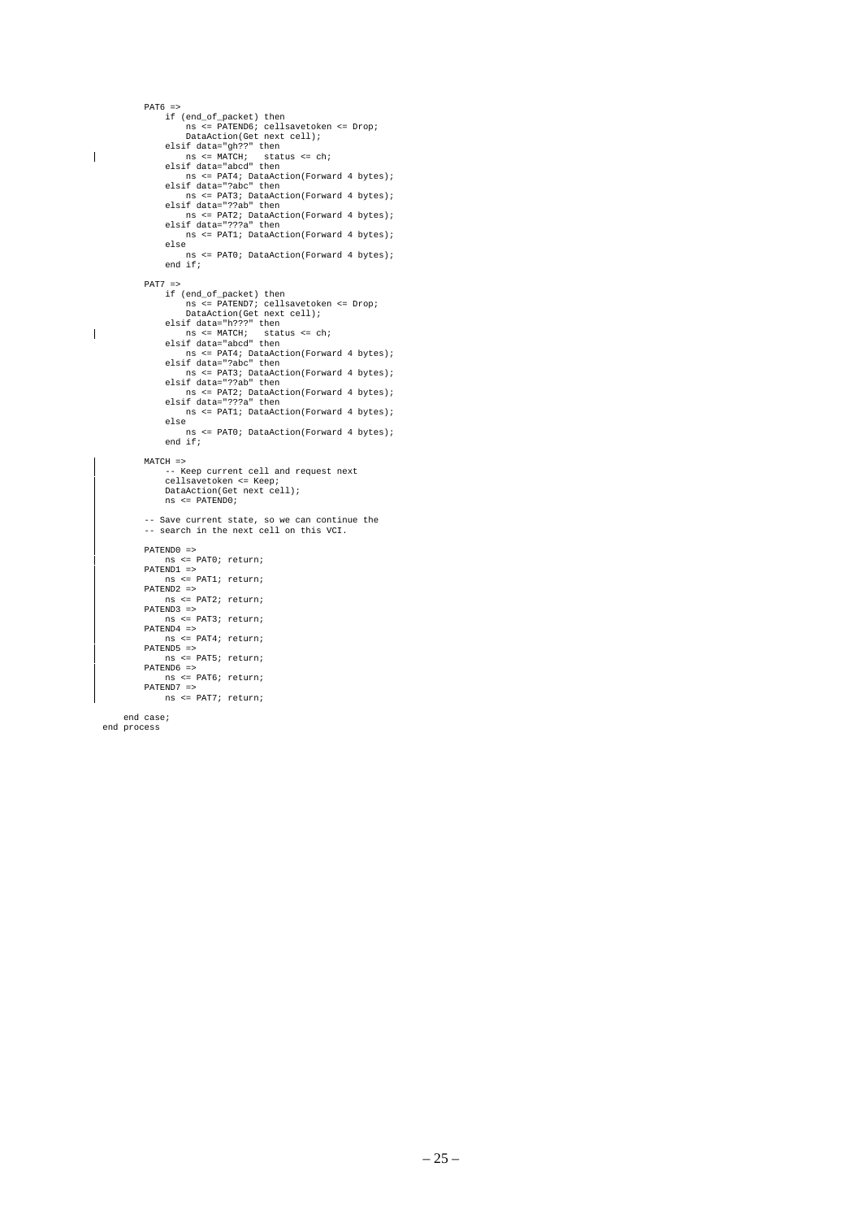```
        PAT6 =>
            if (end_of_packet) then
                ns <= PATEND6; cellsavetoken <= Drop;
                DataAction(Get next cell);
            elsif data="gh??" then
                ns <= MATCH;   status <= ch;
            elsif data="abcd" then
                ns <= PAT4; DataAction(Forward 4 bytes);
            elsif data="?abc" then
                ns <= PAT3; DataAction(Forward 4 bytes);
            elsif data="??ab" then
                ns <= PAT2; DataAction(Forward 4 bytes);
            elsif data="???a" then
                ns <= PAT1; DataAction(Forward 4 bytes);
            else
                ns <= PAT0; DataAction(Forward 4 bytes);
            end if;

        PAT7 =>
            if (end_of_packet) then
                ns <= PATEND7; cellsavetoken <= Drop;
                DataAction(Get next cell);
            elsif data="h???" then
                ns <= MATCH;   status <= ch;
            elsif data="abcd" then
                ns <= PAT4; DataAction(Forward 4 bytes);
            elsif data="?abc" then
                ns <= PAT3; DataAction(Forward 4 bytes);
            elsif data="??ab" then
                ns <= PAT2; DataAction(Forward 4 bytes);
            elsif data="???a" then
                ns <= PAT1; DataAction(Forward 4 bytes);
            else
                ns <= PAT0; DataAction(Forward 4 bytes);
            end if;

        MATCH =>
            -- Keep current cell and request next
            cellsavetoken <= Keep;
            DataAction(Get next cell);
            ns <= PATEND0;

        -- Save current state, so we can continue the
        -- search in the next cell on this VCI.

        PATEND0 =>
            ns <= PAT0; return;
        PATEND1 =>
            ns <= PAT1; return;
        PATEND2 =>
            ns <= PAT2; return;
        PATEND3 =>
            ns <= PAT3; return;
        PATEND4 =>
            ns <= PAT4; return;
        PATEND5 =>
            ns <= PAT5; return;
        PATEND6 =>
            ns <= PAT6; return;
        PATEND7 =>
            ns <= PAT7; return;

    end case;
end process
```